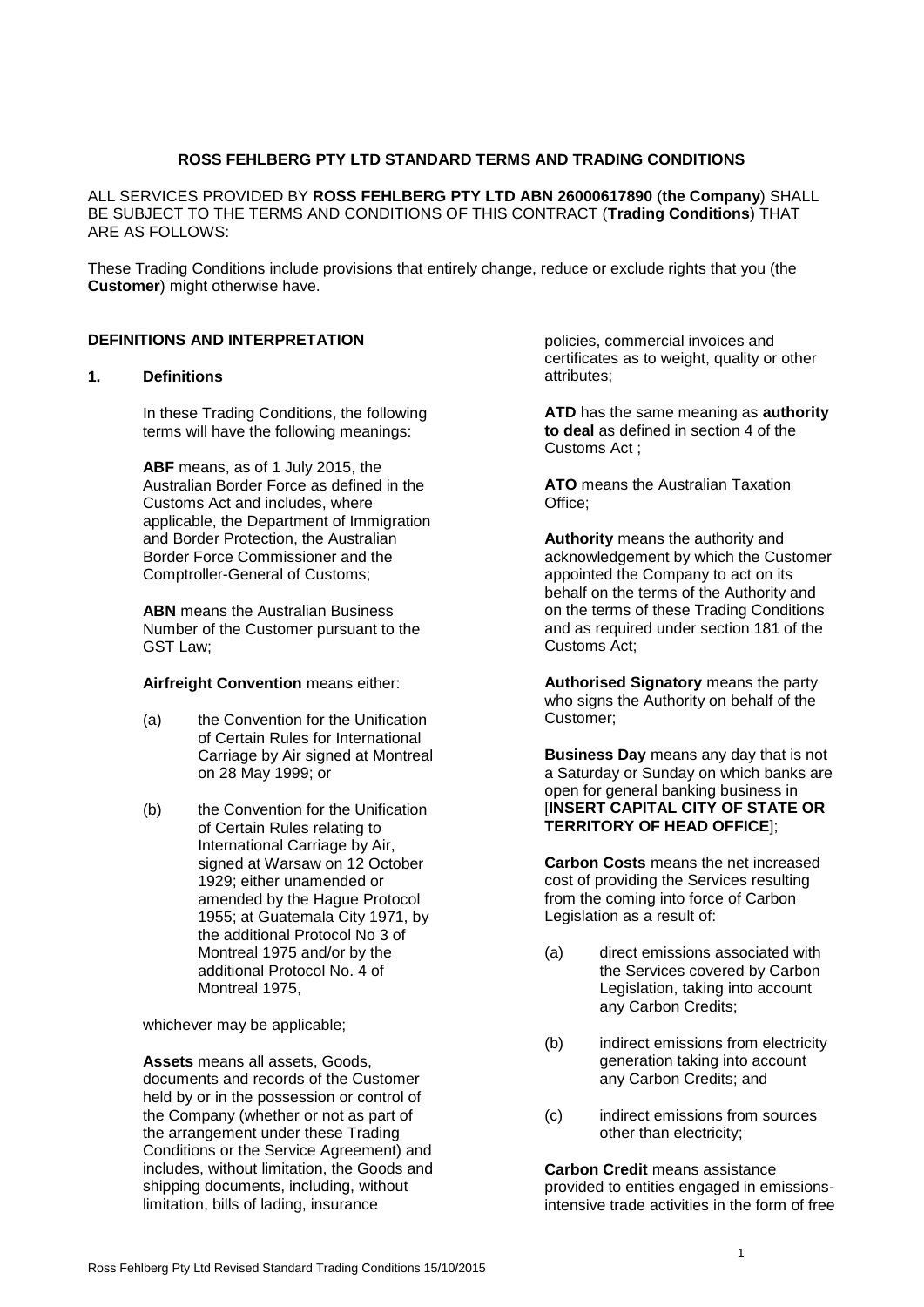**ROSS FEHLBERG PTY LTD STANDARD TERMS AND TRADING CONDITIONS**

ALL SERVICES PROVIDED BY **ROSS FEHLBERG PTY LTD ABN 26000617890** (**the Company**) SHALL BE SUBJECT TO THE TERMS AND CONDITIONS OF THIS CONTRACT (**Trading Conditions**) THAT ARE AS FOLLOWS:

These Trading Conditions include provisions that entirely change, reduce or exclude rights that you (the **Customer**) might otherwise have.

## DEFINITIONS AND INTERPRETATION

### 1. Definitions

In these Trading Conditions, the following terms will have the following meanings:

**ABF** means, as of 1 July 2015, the Australian Border Force as defined in the Customs Act and includes, where applicable, the Department of Immigration and Border Protection, the Australian Border Force Commissioner and the Comptroller-General of Customs;

**ABN** means the Australian Business Number of the Customer pursuant to the GST Law;

**Airfreight Convention** means either:

(a) the Convention for the Unification of Certain Rules for International Carriage by Air signed at Montreal on 28 May 1999; or

(b) the Convention for the Unification of Certain Rules relating to International Carriage by Air, signed at Warsaw on 12 October 1929; either unamended or amended by the Hague Protocol 1955; at Guatemala City 1971, by the additional Protocol No 3 of Montreal 1975 and/or by the additional Protocol No. 4 of Montreal 1975,

whichever may be applicable;

**Assets** means all assets, Goods, documents and records of the Customer held by or in the possession or control of the Company (whether or not as part of the arrangement under these Trading Conditions or the Service Agreement) and includes, without limitation, the Goods and shipping documents, including, without limitation, bills of lading, insurance policies, commercial invoices and certificates as to weight, quality or other attributes;

**ATD** has the same meaning as **authority to deal** as defined in section 4 of the Customs Act ;

**ATO** means the Australian Taxation Office;

**Authority** means the authority and acknowledgement by which the Customer appointed the Company to act on its behalf on the terms of the Authority and on the terms of these Trading Conditions and as required under section 181 of the Customs Act;

**Authorised Signatory** means the party who signs the Authority on behalf of the Customer;

**Business Day** means any day that is not a Saturday or Sunday on which banks are open for general banking business in [**INSERT CAPITAL CITY OF STATE OR TERRITORY OF HEAD OFFICE**];

**Carbon Costs** means the net increased cost of providing the Services resulting from the coming into force of Carbon Legislation as a result of:

(a) direct emissions associated with the Services covered by Carbon Legislation, taking into account any Carbon Credits;

(b) indirect emissions from electricity generation taking into account any Carbon Credits; and

(c) indirect emissions from sources other than electricity;

**Carbon Credit** means assistance provided to entities engaged in emissions-intensive trade activities in the form of free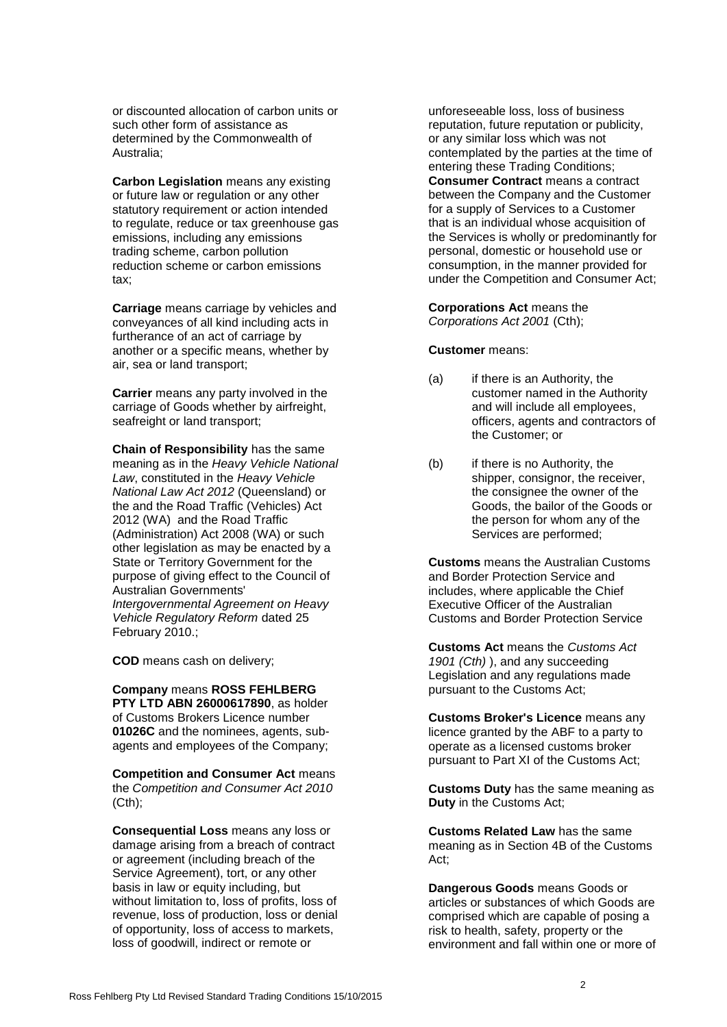or discounted allocation of carbon units or such other form of assistance as determined by the Commonwealth of Australia;

**Carbon Legislation** means any existing or future law or regulation or any other statutory requirement or action intended to regulate, reduce or tax greenhouse gas emissions, including any emissions trading scheme, carbon pollution reduction scheme or carbon emissions tax;

**Carriage** means carriage by vehicles and conveyances of all kind including acts in furtherance of an act of carriage by another or a specific means, whether by air, sea or land transport;

**Carrier** means any party involved in the carriage of Goods whether by airfreight, seafreight or land transport;

**Chain of Responsibility** has the same meaning as in the *Heavy Vehicle National Law*, constituted in the *Heavy Vehicle National Law Act 2012* (Queensland) or the and the Road Traffic (Vehicles) Act 2012 (WA) and the Road Traffic (Administration) Act 2008 (WA) or such other legislation as may be enacted by a State or Territory Government for the purpose of giving effect to the Council of Australian Governments' *Intergovernmental Agreement on Heavy Vehicle Regulatory Reform* dated 25 February 2010.;

**COD** means cash on delivery;

**Company** means **ROSS FEHLBERG PTY LTD ABN 26000617890**, as holder of Customs Brokers Licence number **01026C** and the nominees, agents, sub-agents and employees of the Company;

**Competition and Consumer Act** means the *Competition and Consumer Act 2010* (Cth);

**Consequential Loss** means any loss or damage arising from a breach of contract or agreement (including breach of the Service Agreement), tort, or any other basis in law or equity including, but without limitation to, loss of profits, loss of revenue, loss of production, loss or denial of opportunity, loss of access to markets, loss of goodwill, indirect or remote or unforeseeable loss, loss of business reputation, future reputation or publicity, or any similar loss which was not contemplated by the parties at the time of entering these Trading Conditions;

**Consumer Contract** means a contract between the Company and the Customer for a supply of Services to a Customer that is an individual whose acquisition of the Services is wholly or predominantly for personal, domestic or household use or consumption, in the manner provided for under the Competition and Consumer Act;

**Corporations Act** means the *Corporations Act 2001* (Cth);

**Customer** means:

(a) if there is an Authority, the customer named in the Authority and will include all employees, officers, agents and contractors of the Customer; or

(b) if there is no Authority, the shipper, consignor, the receiver, the consignee the owner of the Goods, the bailor of the Goods or the person for whom any of the Services are performed;

**Customs** means the Australian Customs and Border Protection Service and includes, where applicable the Chief Executive Officer of the Australian Customs and Border Protection Service

**Customs Act** means the *Customs Act 1901 (Cth)* ), and any succeeding Legislation and any regulations made pursuant to the Customs Act;

**Customs Broker's Licence** means any licence granted by the ABF to a party to operate as a licensed customs broker pursuant to Part XI of the Customs Act;

**Customs Duty** has the same meaning as **Duty** in the Customs Act;

**Customs Related Law** has the same meaning as in Section 4B of the Customs Act;

**Dangerous Goods** means Goods or articles or substances of which Goods are comprised which are capable of posing a risk to health, safety, property or the environment and fall within one or more of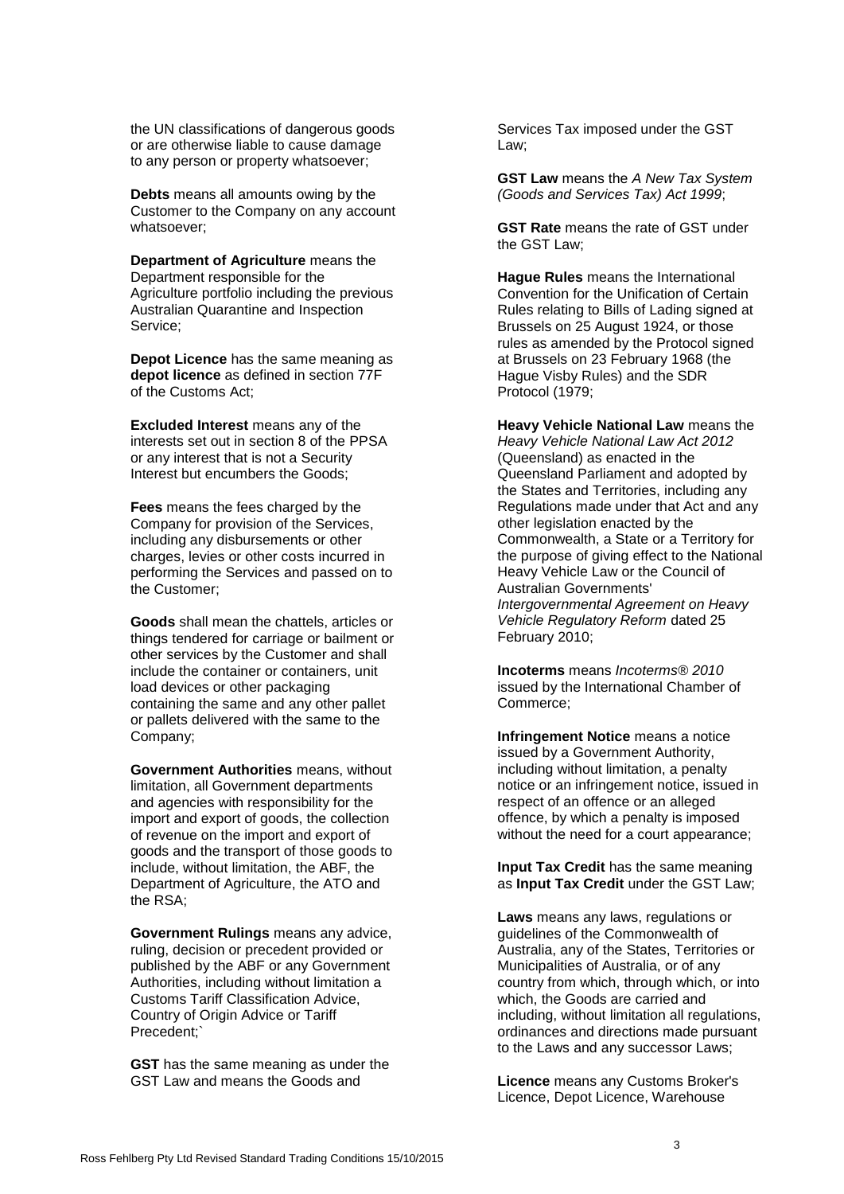the UN classifications of dangerous goods or are otherwise liable to cause damage to any person or property whatsoever;

**Debts** means all amounts owing by the Customer to the Company on any account whatsoever;

**Department of Agriculture** means the Department responsible for the Agriculture portfolio including the previous Australian Quarantine and Inspection Service;

**Depot Licence** has the same meaning as **depot licence** as defined in section 77F of the Customs Act;

**Excluded Interest** means any of the interests set out in section 8 of the PPSA or any interest that is not a Security Interest but encumbers the Goods;

**Fees** means the fees charged by the Company for provision of the Services, including any disbursements or other charges, levies or other costs incurred in performing the Services and passed on to the Customer;

**Goods** shall mean the chattels, articles or things tendered for carriage or bailment or other services by the Customer and shall include the container or containers, unit load devices or other packaging containing the same and any other pallet or pallets delivered with the same to the Company;

**Government Authorities** means, without limitation, all Government departments and agencies with responsibility for the import and export of goods, the collection of revenue on the import and export of goods and the transport of those goods to include, without limitation, the ABF, the Department of Agriculture, the ATO and the RSA;

**Government Rulings** means any advice, ruling, decision or precedent provided or published by the ABF or any Government Authorities, including without limitation a Customs Tariff Classification Advice, Country of Origin Advice or Tariff Precedent;`

**GST** has the same meaning as under the GST Law and means the Goods and Services Tax imposed under the GST Law;

**GST Law** means the *A New Tax System (Goods and Services Tax) Act 1999*;

**GST Rate** means the rate of GST under the GST Law;

**Hague Rules** means the International Convention for the Unification of Certain Rules relating to Bills of Lading signed at Brussels on 25 August 1924, or those rules as amended by the Protocol signed at Brussels on 23 February 1968 (the Hague Visby Rules) and the SDR Protocol (1979;

**Heavy Vehicle National Law** means the *Heavy Vehicle National Law Act 2012* (Queensland) as enacted in the Queensland Parliament and adopted by the States and Territories, including any Regulations made under that Act and any other legislation enacted by the Commonwealth, a State or a Territory for the purpose of giving effect to the National Heavy Vehicle Law or the Council of Australian Governments' *Intergovernmental Agreement on Heavy Vehicle Regulatory Reform* dated 25 February 2010;

**Incoterms** means *Incoterms® 2010* issued by the International Chamber of Commerce;

**Infringement Notice** means a notice issued by a Government Authority, including without limitation, a penalty notice or an infringement notice, issued in respect of an offence or an alleged offence, by which a penalty is imposed without the need for a court appearance;

**Input Tax Credit** has the same meaning as **Input Tax Credit** under the GST Law;

**Laws** means any laws, regulations or guidelines of the Commonwealth of Australia, any of the States, Territories or Municipalities of Australia, or of any country from which, through which, or into which, the Goods are carried and including, without limitation all regulations, ordinances and directions made pursuant to the Laws and any successor Laws;

**Licence** means any Customs Broker's Licence, Depot Licence, Warehouse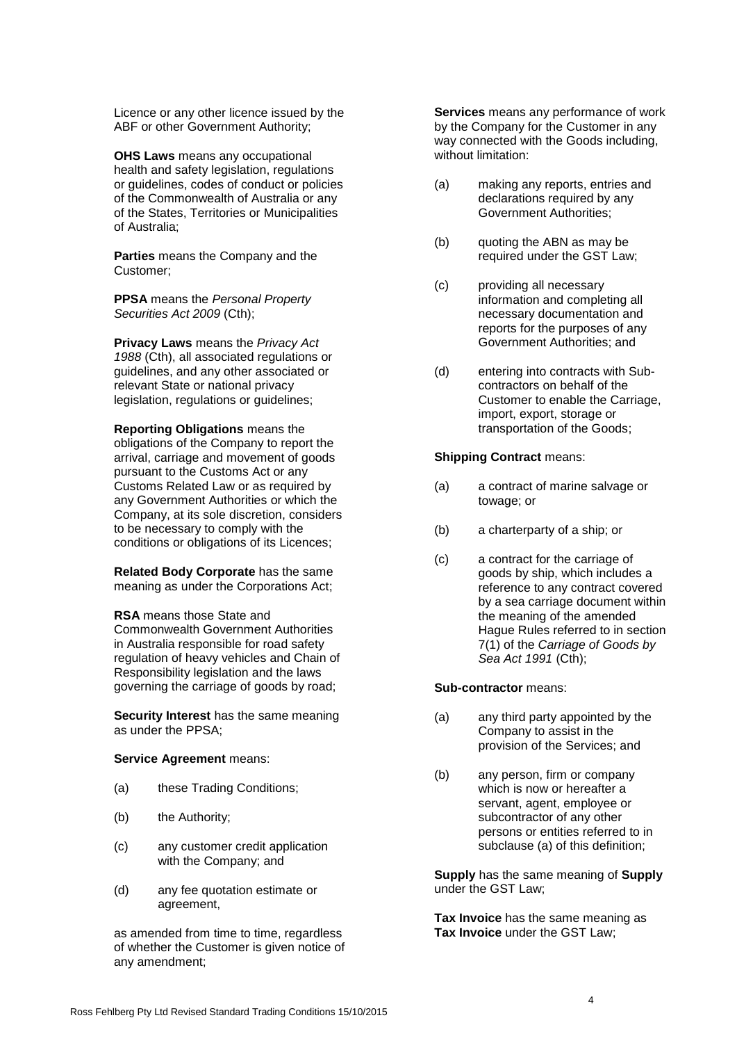Licence or any other licence issued by the ABF or other Government Authority;

**OHS Laws** means any occupational health and safety legislation, regulations or guidelines, codes of conduct or policies of the Commonwealth of Australia or any of the States, Territories or Municipalities of Australia;

**Parties** means the Company and the Customer;

**PPSA** means the *Personal Property Securities Act 2009* (Cth);

**Privacy Laws** means the *Privacy Act 1988* (Cth), all associated regulations or guidelines, and any other associated or relevant State or national privacy legislation, regulations or guidelines;

**Reporting Obligations** means the obligations of the Company to report the arrival, carriage and movement of goods pursuant to the Customs Act or any Customs Related Law or as required by any Government Authorities or which the Company, at its sole discretion, considers to be necessary to comply with the conditions or obligations of its Licences;

**Related Body Corporate** has the same meaning as under the Corporations Act;

**RSA** means those State and Commonwealth Government Authorities in Australia responsible for road safety regulation of heavy vehicles and Chain of Responsibility legislation and the laws governing the carriage of goods by road;

**Security Interest** has the same meaning as under the PPSA;

**Service Agreement** means:

(a) these Trading Conditions;

(b) the Authority;

(c) any customer credit application with the Company; and

(d) any fee quotation estimate or agreement,

as amended from time to time, regardless of whether the Customer is given notice of any amendment;

**Services** means any performance of work by the Company for the Customer in any way connected with the Goods including, without limitation:

(a) making any reports, entries and declarations required by any Government Authorities;

(b) quoting the ABN as may be required under the GST Law;

(c) providing all necessary information and completing all necessary documentation and reports for the purposes of any Government Authorities; and

(d) entering into contracts with Sub-contractors on behalf of the Customer to enable the Carriage, import, export, storage or transportation of the Goods;

**Shipping Contract** means:

(a) a contract of marine salvage or towage; or

(b) a charterparty of a ship; or

(c) a contract for the carriage of goods by ship, which includes a reference to any contract covered by a sea carriage document within the meaning of the amended Hague Rules referred to in section 7(1) of the *Carriage of Goods by Sea Act 1991* (Cth);

**Sub-contractor** means:

(a) any third party appointed by the Company to assist in the provision of the Services; and

(b) any person, firm or company which is now or hereafter a servant, agent, employee or subcontractor of any other persons or entities referred to in subclause (a) of this definition;

**Supply** has the same meaning of **Supply** under the GST Law;

**Tax Invoice** has the same meaning as **Tax Invoice** under the GST Law;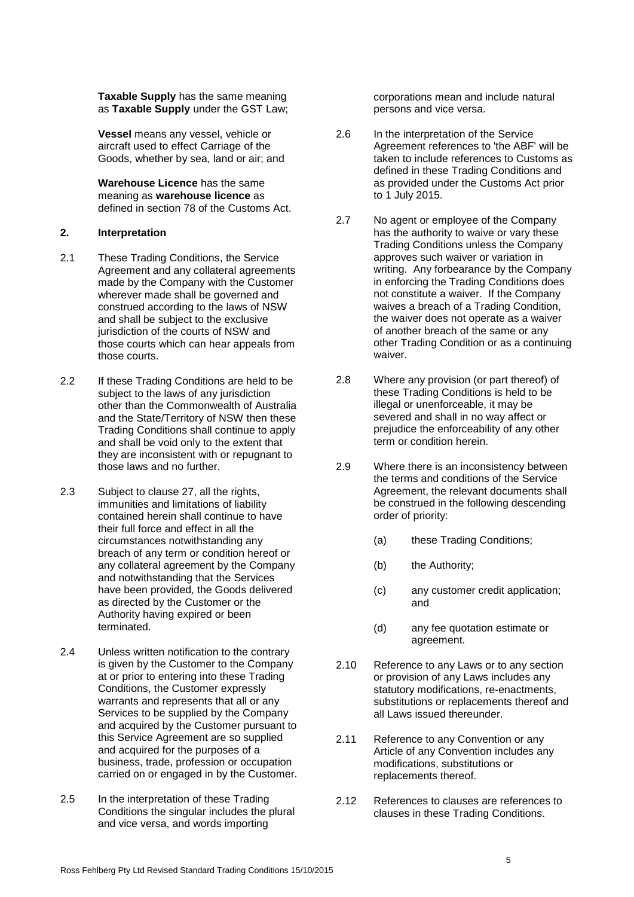**Taxable Supply** has the same meaning as **Taxable Supply** under the GST Law;

**Vessel** means any vessel, vehicle or aircraft used to effect Carriage of the Goods, whether by sea, land or air; and

**Warehouse Licence** has the same meaning as **warehouse licence** as defined in section 78 of the Customs Act.

## 2. Interpretation

2.1 These Trading Conditions, the Service Agreement and any collateral agreements made by the Company with the Customer wherever made shall be governed and construed according to the laws of NSW and shall be subject to the exclusive jurisdiction of the courts of NSW and those courts which can hear appeals from those courts.

2.2 If these Trading Conditions are held to be subject to the laws of any jurisdiction other than the Commonwealth of Australia and the State/Territory of NSW then these Trading Conditions shall continue to apply and shall be void only to the extent that they are inconsistent with or repugnant to those laws and no further.

2.3 Subject to clause 27, all the rights, immunities and limitations of liability contained herein shall continue to have their full force and effect in all the circumstances notwithstanding any breach of any term or condition hereof or any collateral agreement by the Company and notwithstanding that the Services have been provided, the Goods delivered as directed by the Customer or the Authority having expired or been terminated.

2.4 Unless written notification to the contrary is given by the Customer to the Company at or prior to entering into these Trading Conditions, the Customer expressly warrants and represents that all or any Services to be supplied by the Company and acquired by the Customer pursuant to this Service Agreement are so supplied and acquired for the purposes of a business, trade, profession or occupation carried on or engaged in by the Customer.

2.5 In the interpretation of these Trading Conditions the singular includes the plural and vice versa, and words importing corporations mean and include natural persons and vice versa.

2.6 In the interpretation of the Service Agreement references to 'the ABF' will be taken to include references to Customs as defined in these Trading Conditions and as provided under the Customs Act prior to 1 July 2015.

2.7 No agent or employee of the Company has the authority to waive or vary these Trading Conditions unless the Company approves such waiver or variation in writing. Any forbearance by the Company in enforcing the Trading Conditions does not constitute a waiver. If the Company waives a breach of a Trading Condition, the waiver does not operate as a waiver of another breach of the same or any other Trading Condition or as a continuing waiver.

2.8 Where any provision (or part thereof) of these Trading Conditions is held to be illegal or unenforceable, it may be severed and shall in no way affect or prejudice the enforceability of any other term or condition herein.

2.9 Where there is an inconsistency between the terms and conditions of the Service Agreement, the relevant documents shall be construed in the following descending order of priority:

(a) these Trading Conditions;

(b) the Authority;

(c) any customer credit application; and

(d) any fee quotation estimate or agreement.

2.10 Reference to any Laws or to any section or provision of any Laws includes any statutory modifications, re-enactments, substitutions or replacements thereof and all Laws issued thereunder.

2.11 Reference to any Convention or any Article of any Convention includes any modifications, substitutions or replacements thereof.

2.12 References to clauses are references to clauses in these Trading Conditions.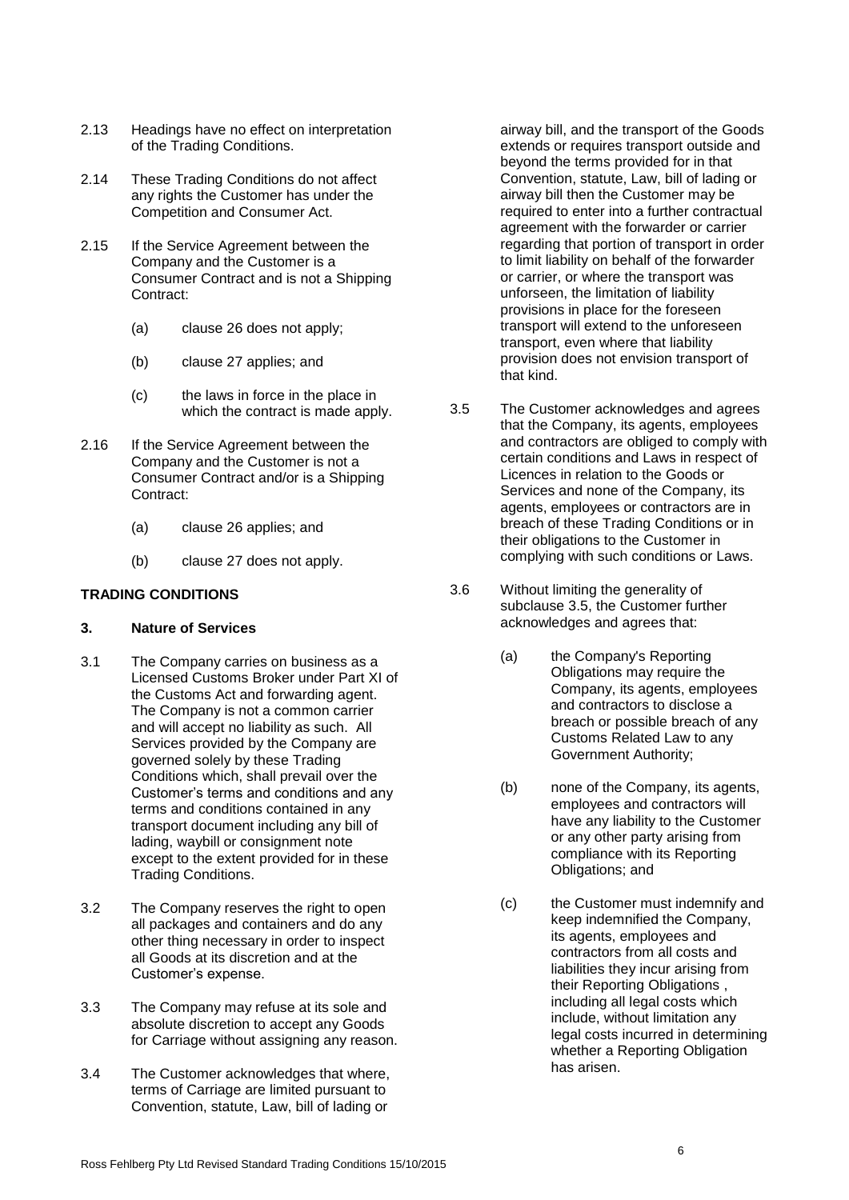2.13 Headings have no effect on interpretation of the Trading Conditions.

2.14 These Trading Conditions do not affect any rights the Customer has under the Competition and Consumer Act.

2.15 If the Service Agreement between the Company and the Customer is a Consumer Contract and is not a Shipping Contract:

(a) clause 26 does not apply;

(b) clause 27 applies; and

(c) the laws in force in the place in which the contract is made apply.

2.16 If the Service Agreement between the Company and the Customer is not a Consumer Contract and/or is a Shipping Contract:

(a) clause 26 applies; and

(b) clause 27 does not apply.

## TRADING CONDITIONS

### 3. Nature of Services

3.1 The Company carries on business as a Licensed Customs Broker under Part XI of the Customs Act and forwarding agent. The Company is not a common carrier and will accept no liability as such. All Services provided by the Company are governed solely by these Trading Conditions which, shall prevail over the Customer's terms and conditions and any terms and conditions contained in any transport document including any bill of lading, waybill or consignment note except to the extent provided for in these Trading Conditions.

3.2 The Company reserves the right to open all packages and containers and do any other thing necessary in order to inspect all Goods at its discretion and at the Customer's expense.

3.3 The Company may refuse at its sole and absolute discretion to accept any Goods for Carriage without assigning any reason.

3.4 The Customer acknowledges that where, terms of Carriage are limited pursuant to Convention, statute, Law, bill of lading or airway bill, and the transport of the Goods extends or requires transport outside and beyond the terms provided for in that Convention, statute, Law, bill of lading or airway bill then the Customer may be required to enter into a further contractual agreement with the forwarder or carrier regarding that portion of transport in order to limit liability on behalf of the forwarder or carrier, or where the transport was unforseen, the limitation of liability provisions in place for the foreseen transport will extend to the unforeseen transport, even where that liability provision does not envision transport of that kind.

3.5 The Customer acknowledges and agrees that the Company, its agents, employees and contractors are obliged to comply with certain conditions and Laws in respect of Licences in relation to the Goods or Services and none of the Company, its agents, employees or contractors are in breach of these Trading Conditions or in their obligations to the Customer in complying with such conditions or Laws.

3.6 Without limiting the generality of subclause 3.5, the Customer further acknowledges and agrees that:

(a) the Company's Reporting Obligations may require the Company, its agents, employees and contractors to disclose a breach or possible breach of any Customs Related Law to any Government Authority;

(b) none of the Company, its agents, employees and contractors will have any liability to the Customer or any other party arising from compliance with its Reporting Obligations; and

(c) the Customer must indemnify and keep indemnified the Company, its agents, employees and contractors from all costs and liabilities they incur arising from their Reporting Obligations , including all legal costs which include, without limitation any legal costs incurred in determining whether a Reporting Obligation has arisen.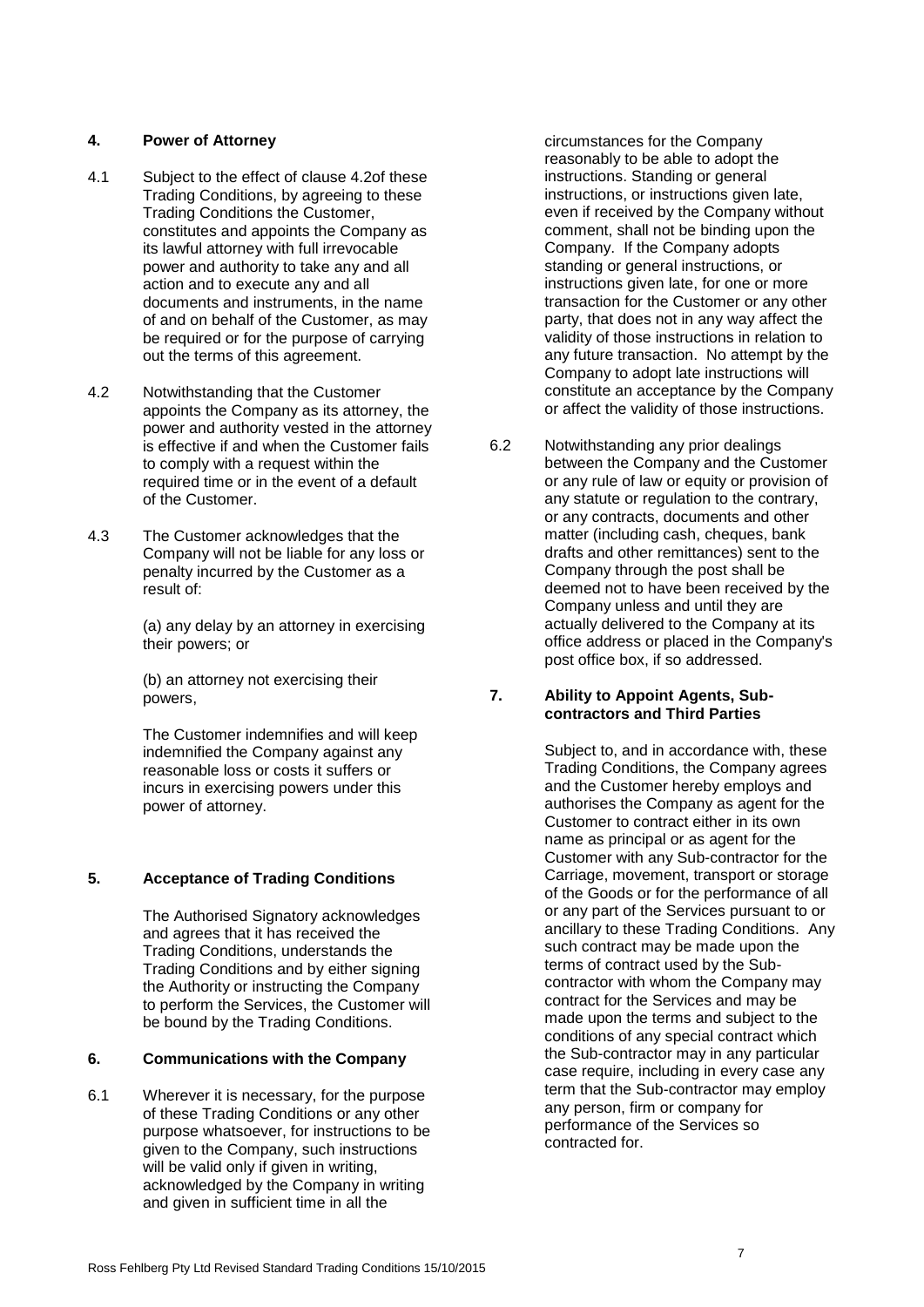## 4. Power of Attorney

4.1 Subject to the effect of clause 4.2of these Trading Conditions, by agreeing to these Trading Conditions the Customer, constitutes and appoints the Company as its lawful attorney with full irrevocable power and authority to take any and all action and to execute any and all documents and instruments, in the name of and on behalf of the Customer, as may be required or for the purpose of carrying out the terms of this agreement.

4.2 Notwithstanding that the Customer appoints the Company as its attorney, the power and authority vested in the attorney is effective if and when the Customer fails to comply with a request within the required time or in the event of a default of the Customer.

4.3 The Customer acknowledges that the Company will not be liable for any loss or penalty incurred by the Customer as a result of:

(a) any delay by an attorney in exercising their powers; or

(b) an attorney not exercising their powers,

The Customer indemnifies and will keep indemnified the Company against any reasonable loss or costs it suffers or incurs in exercising powers under this power of attorney.

## 5. Acceptance of Trading Conditions

The Authorised Signatory acknowledges and agrees that it has received the Trading Conditions, understands the Trading Conditions and by either signing the Authority or instructing the Company to perform the Services, the Customer will be bound by the Trading Conditions.

## 6. Communications with the Company

6.1 Wherever it is necessary, for the purpose of these Trading Conditions or any other purpose whatsoever, for instructions to be given to the Company, such instructions will be valid only if given in writing, acknowledged by the Company in writing and given in sufficient time in all the circumstances for the Company reasonably to be able to adopt the instructions. Standing or general instructions, or instructions given late, even if received by the Company without comment, shall not be binding upon the Company. If the Company adopts standing or general instructions, or instructions given late, for one or more transaction for the Customer or any other party, that does not in any way affect the validity of those instructions in relation to any future transaction. No attempt by the Company to adopt late instructions will constitute an acceptance by the Company or affect the validity of those instructions.

6.2 Notwithstanding any prior dealings between the Company and the Customer or any rule of law or equity or provision of any statute or regulation to the contrary, or any contracts, documents and other matter (including cash, cheques, bank drafts and other remittances) sent to the Company through the post shall be deemed not to have been received by the Company unless and until they are actually delivered to the Company at its office address or placed in the Company's post office box, if so addressed.

## 7. Ability to Appoint Agents, Sub-contractors and Third Parties

Subject to, and in accordance with, these Trading Conditions, the Company agrees and the Customer hereby employs and authorises the Company as agent for the Customer to contract either in its own name as principal or as agent for the Customer with any Sub-contractor for the Carriage, movement, transport or storage of the Goods or for the performance of all or any part of the Services pursuant to or ancillary to these Trading Conditions. Any such contract may be made upon the terms of contract used by the Sub-contractor with whom the Company may contract for the Services and may be made upon the terms and subject to the conditions of any special contract which the Sub-contractor may in any particular case require, including in every case any term that the Sub-contractor may employ any person, firm or company for performance of the Services so contracted for.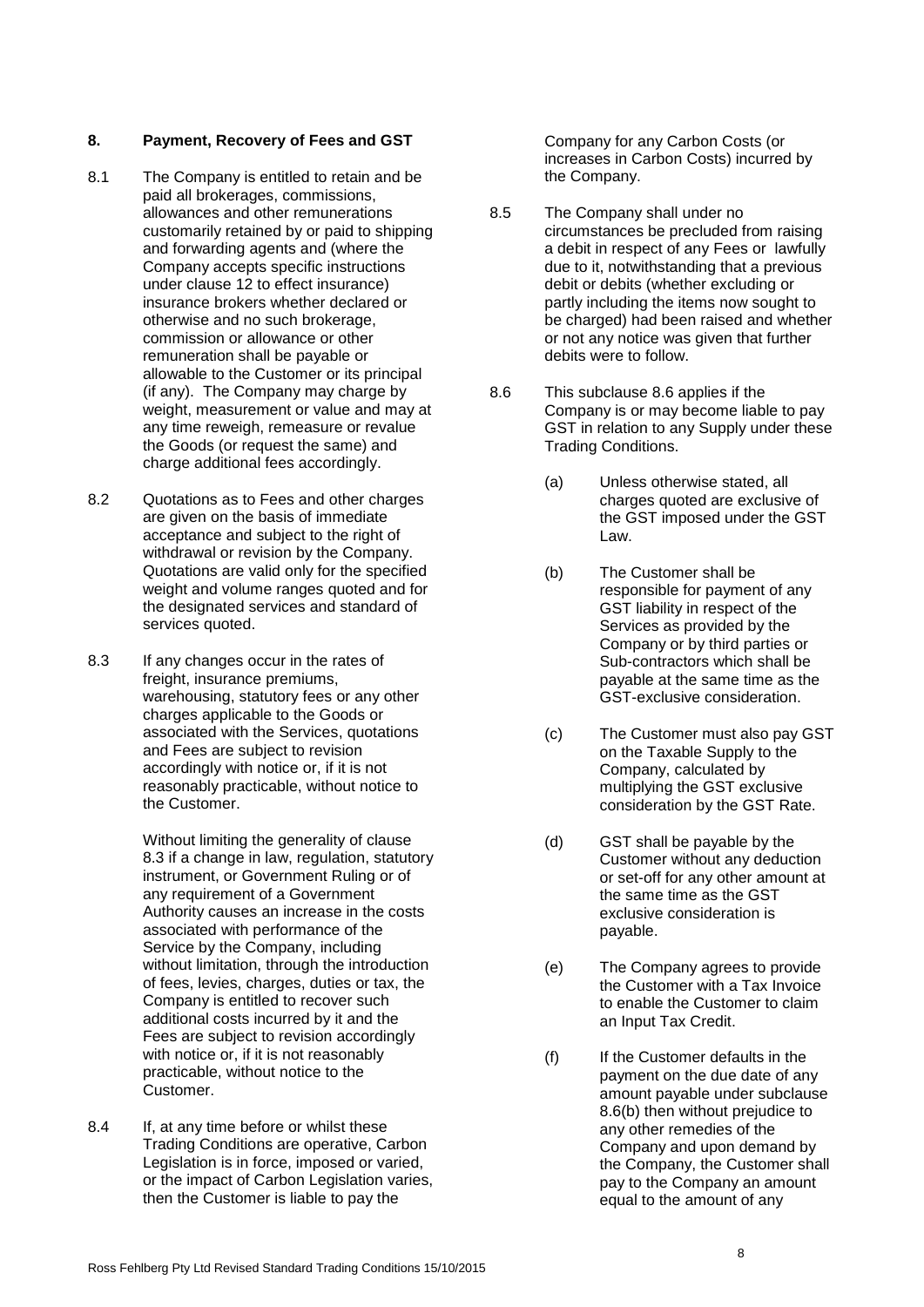## 8. Payment, Recovery of Fees and GST

8.1 The Company is entitled to retain and be paid all brokerages, commissions, allowances and other remunerations customarily retained by or paid to shipping and forwarding agents and (where the Company accepts specific instructions under clause 12 to effect insurance) insurance brokers whether declared or otherwise and no such brokerage, commission or allowance or other remuneration shall be payable or allowable to the Customer or its principal (if any). The Company may charge by weight, measurement or value and may at any time reweigh, remeasure or revalue the Goods (or request the same) and charge additional fees accordingly.

8.2 Quotations as to Fees and other charges are given on the basis of immediate acceptance and subject to the right of withdrawal or revision by the Company. Quotations are valid only for the specified weight and volume ranges quoted and for the designated services and standard of services quoted.

8.3 If any changes occur in the rates of freight, insurance premiums, warehousing, statutory fees or any other charges applicable to the Goods or associated with the Services, quotations and Fees are subject to revision accordingly with notice or, if it is not reasonably practicable, without notice to the Customer.

Without limiting the generality of clause 8.3 if a change in law, regulation, statutory instrument, or Government Ruling or of any requirement of a Government Authority causes an increase in the costs associated with performance of the Service by the Company, including without limitation, through the introduction of fees, levies, charges, duties or tax, the Company is entitled to recover such additional costs incurred by it and the Fees are subject to revision accordingly with notice or, if it is not reasonably practicable, without notice to the Customer.

8.4 If, at any time before or whilst these Trading Conditions are operative, Carbon Legislation is in force, imposed or varied, or the impact of Carbon Legislation varies, then the Customer is liable to pay the Company for any Carbon Costs (or increases in Carbon Costs) incurred by the Company.

8.5 The Company shall under no circumstances be precluded from raising a debit in respect of any Fees or lawfully due to it, notwithstanding that a previous debit or debits (whether excluding or partly including the items now sought to be charged) had been raised and whether or not any notice was given that further debits were to follow.

8.6 This subclause 8.6 applies if the Company is or may become liable to pay GST in relation to any Supply under these Trading Conditions.

(a) Unless otherwise stated, all charges quoted are exclusive of the GST imposed under the GST Law.

(b) The Customer shall be responsible for payment of any GST liability in respect of the Services as provided by the Company or by third parties or Sub-contractors which shall be payable at the same time as the GST-exclusive consideration.

(c) The Customer must also pay GST on the Taxable Supply to the Company, calculated by multiplying the GST exclusive consideration by the GST Rate.

(d) GST shall be payable by the Customer without any deduction or set-off for any other amount at the same time as the GST exclusive consideration is payable.

(e) The Company agrees to provide the Customer with a Tax Invoice to enable the Customer to claim an Input Tax Credit.

(f) If the Customer defaults in the payment on the due date of any amount payable under subclause 8.6(b) then without prejudice to any other remedies of the Company and upon demand by the Company, the Customer shall pay to the Company an amount equal to the amount of any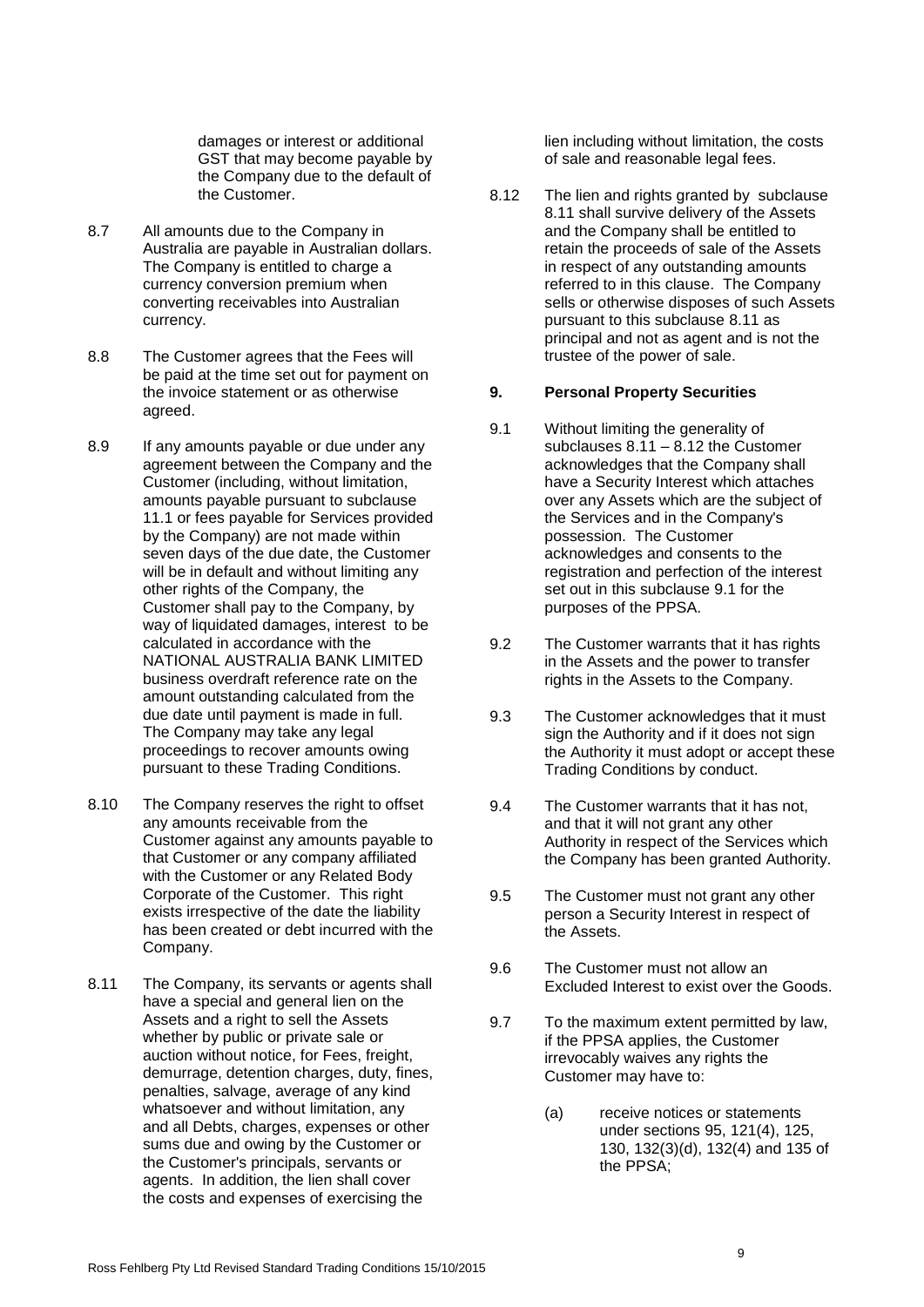damages or interest or additional GST that may become payable by the Company due to the default of the Customer.

8.7 All amounts due to the Company in Australia are payable in Australian dollars. The Company is entitled to charge a currency conversion premium when converting receivables into Australian currency.

8.8 The Customer agrees that the Fees will be paid at the time set out for payment on the invoice statement or as otherwise agreed.

8.9 If any amounts payable or due under any agreement between the Company and the Customer (including, without limitation, amounts payable pursuant to subclause 11.1 or fees payable for Services provided by the Company) are not made within seven days of the due date, the Customer will be in default and without limiting any other rights of the Company, the Customer shall pay to the Company, by way of liquidated damages, interest to be calculated in accordance with the NATIONAL AUSTRALIA BANK LIMITED business overdraft reference rate on the amount outstanding calculated from the due date until payment is made in full. The Company may take any legal proceedings to recover amounts owing pursuant to these Trading Conditions.

8.10 The Company reserves the right to offset any amounts receivable from the Customer against any amounts payable to that Customer or any company affiliated with the Customer or any Related Body Corporate of the Customer. This right exists irrespective of the date the liability has been created or debt incurred with the Company.

8.11 The Company, its servants or agents shall have a special and general lien on the Assets and a right to sell the Assets whether by public or private sale or auction without notice, for Fees, freight, demurrage, detention charges, duty, fines, penalties, salvage, average of any kind whatsoever and without limitation, any and all Debts, charges, expenses or other sums due and owing by the Customer or the Customer's principals, servants or agents. In addition, the lien shall cover the costs and expenses of exercising the lien including without limitation, the costs of sale and reasonable legal fees.

8.12 The lien and rights granted by subclause 8.11 shall survive delivery of the Assets and the Company shall be entitled to retain the proceeds of sale of the Assets in respect of any outstanding amounts referred to in this clause. The Company sells or otherwise disposes of such Assets pursuant to this subclause 8.11 as principal and not as agent and is not the trustee of the power of sale.

## 9. Personal Property Securities

9.1 Without limiting the generality of subclauses 8.11 – 8.12 the Customer acknowledges that the Company shall have a Security Interest which attaches over any Assets which are the subject of the Services and in the Company's possession. The Customer acknowledges and consents to the registration and perfection of the interest set out in this subclause 9.1 for the purposes of the PPSA.

9.2 The Customer warrants that it has rights in the Assets and the power to transfer rights in the Assets to the Company.

9.3 The Customer acknowledges that it must sign the Authority and if it does not sign the Authority it must adopt or accept these Trading Conditions by conduct.

9.4 The Customer warrants that it has not, and that it will not grant any other Authority in respect of the Services which the Company has been granted Authority.

9.5 The Customer must not grant any other person a Security Interest in respect of the Assets.

9.6 The Customer must not allow an Excluded Interest to exist over the Goods.

9.7 To the maximum extent permitted by law, if the PPSA applies, the Customer irrevocably waives any rights the Customer may have to:

(a) receive notices or statements under sections 95, 121(4), 125, 130, 132(3)(d), 132(4) and 135 of the PPSA;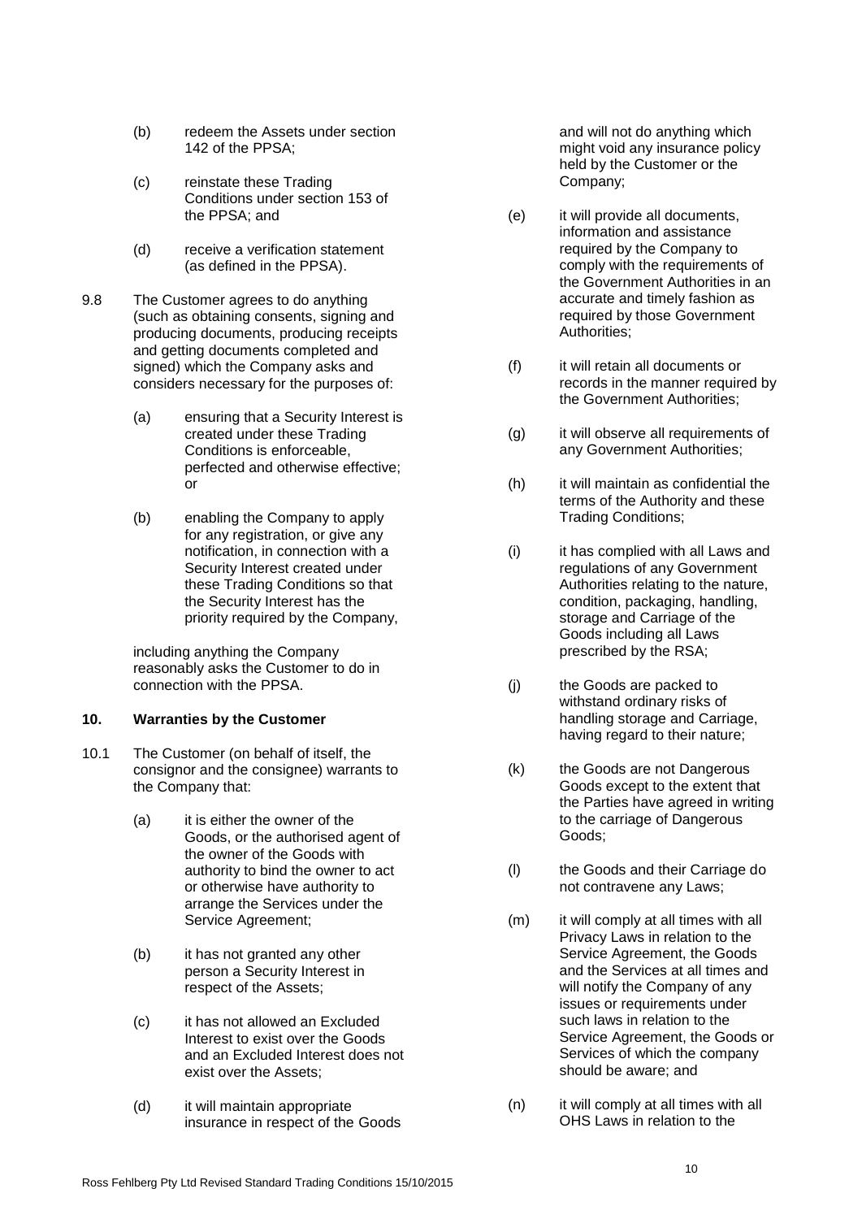(b) redeem the Assets under section 142 of the PPSA;

(c) reinstate these Trading Conditions under section 153 of the PPSA; and

(d) receive a verification statement (as defined in the PPSA).

9.8 The Customer agrees to do anything (such as obtaining consents, signing and producing documents, producing receipts and getting documents completed and signed) which the Company asks and considers necessary for the purposes of:

(a) ensuring that a Security Interest is created under these Trading Conditions is enforceable, perfected and otherwise effective; or

(b) enabling the Company to apply for any registration, or give any notification, in connection with a Security Interest created under these Trading Conditions so that the Security Interest has the priority required by the Company,

including anything the Company reasonably asks the Customer to do in connection with the PPSA.

## 10. Warranties by the Customer

10.1 The Customer (on behalf of itself, the consignor and the consignee) warrants to the Company that:

(a) it is either the owner of the Goods, or the authorised agent of the owner of the Goods with authority to bind the owner to act or otherwise have authority to arrange the Services under the Service Agreement;

(b) it has not granted any other person a Security Interest in respect of the Assets;

(c) it has not allowed an Excluded Interest to exist over the Goods and an Excluded Interest does not exist over the Assets;

(d) it will maintain appropriate insurance in respect of the Goods and will not do anything which might void any insurance policy held by the Customer or the Company;

(e) it will provide all documents, information and assistance required by the Company to comply with the requirements of the Government Authorities in an accurate and timely fashion as required by those Government Authorities;

(f) it will retain all documents or records in the manner required by the Government Authorities;

(g) it will observe all requirements of any Government Authorities;

(h) it will maintain as confidential the terms of the Authority and these Trading Conditions;

(i) it has complied with all Laws and regulations of any Government Authorities relating to the nature, condition, packaging, handling, storage and Carriage of the Goods including all Laws prescribed by the RSA;

(j) the Goods are packed to withstand ordinary risks of handling storage and Carriage, having regard to their nature;

(k) the Goods are not Dangerous Goods except to the extent that the Parties have agreed in writing to the carriage of Dangerous Goods;

(l) the Goods and their Carriage do not contravene any Laws;

(m) it will comply at all times with all Privacy Laws in relation to the Service Agreement, the Goods and the Services at all times and will notify the Company of any issues or requirements under such laws in relation to the Service Agreement, the Goods or Services of which the company should be aware; and

(n) it will comply at all times with all OHS Laws in relation to the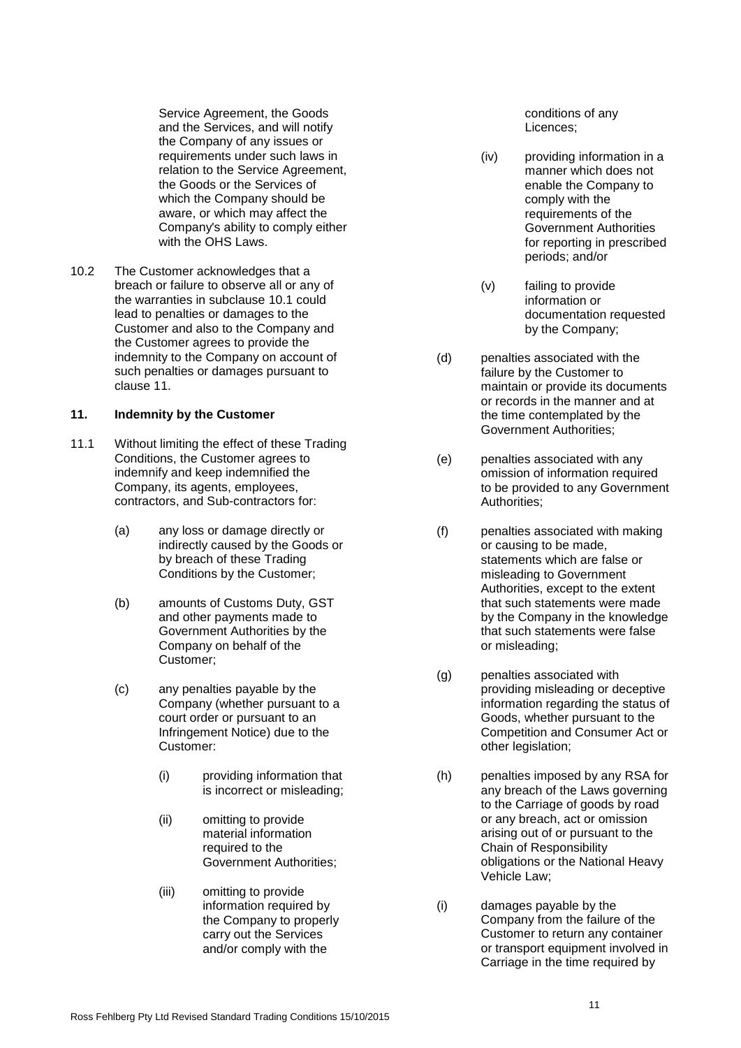Service Agreement, the Goods and the Services, and will notify the Company of any issues or requirements under such laws in relation to the Service Agreement, the Goods or the Services of which the Company should be aware, or which may affect the Company's ability to comply either with the OHS Laws.

10.2 The Customer acknowledges that a breach or failure to observe all or any of the warranties in subclause 10.1 could lead to penalties or damages to the Customer and also to the Company and the Customer agrees to provide the indemnity to the Company on account of such penalties or damages pursuant to clause 11.

**11. Indemnity by the Customer**

11.1 Without limiting the effect of these Trading Conditions, the Customer agrees to indemnify and keep indemnified the Company, its agents, employees, contractors, and Sub-contractors for:

(a) any loss or damage directly or indirectly caused by the Goods or by breach of these Trading Conditions by the Customer;

(b) amounts of Customs Duty, GST and other payments made to Government Authorities by the Company on behalf of the Customer;

(c) any penalties payable by the Company (whether pursuant to a court order or pursuant to an Infringement Notice) due to the Customer:

(i) providing information that is incorrect or misleading;

(ii) omitting to provide material information required to the Government Authorities;

(iii) omitting to provide information required by the Company to properly carry out the Services and/or comply with the conditions of any Licences;

(iv) providing information in a manner which does not enable the Company to comply with the requirements of the Government Authorities for reporting in prescribed periods; and/or

(v) failing to provide information or documentation requested by the Company;

(d) penalties associated with the failure by the Customer to maintain or provide its documents or records in the manner and at the time contemplated by the Government Authorities;

(e) penalties associated with any omission of information required to be provided to any Government Authorities;

(f) penalties associated with making or causing to be made, statements which are false or misleading to Government Authorities, except to the extent that such statements were made by the Company in the knowledge that such statements were false or misleading;

(g) penalties associated with providing misleading or deceptive information regarding the status of Goods, whether pursuant to the Competition and Consumer Act or other legislation;

(h) penalties imposed by any RSA for any breach of the Laws governing to the Carriage of goods by road or any breach, act or omission arising out of or pursuant to the Chain of Responsibility obligations or the National Heavy Vehicle Law;

(i) damages payable by the Company from the failure of the Customer to return any container or transport equipment involved in Carriage in the time required by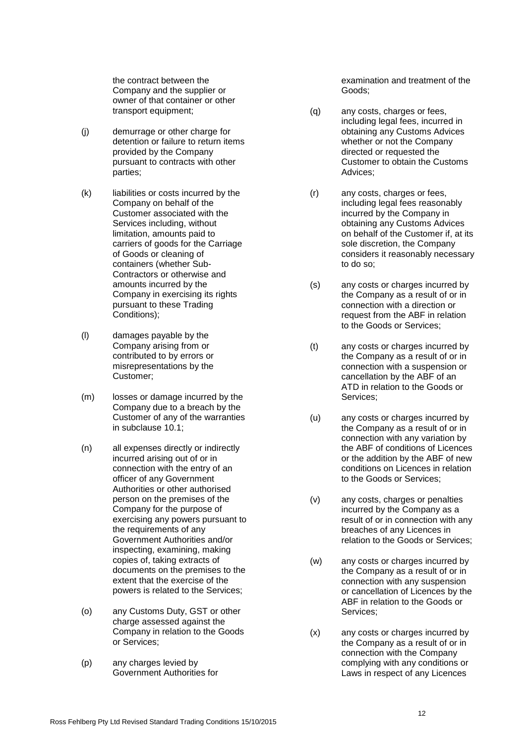the contract between the Company and the supplier or owner of that container or other transport equipment;

(j) demurrage or other charge for detention or failure to return items provided by the Company pursuant to contracts with other parties;

(k) liabilities or costs incurred by the Company on behalf of the Customer associated with the Services including, without limitation, amounts paid to carriers of goods for the Carriage of Goods or cleaning of containers (whether Sub-Contractors or otherwise and amounts incurred by the Company in exercising its rights pursuant to these Trading Conditions);

(l) damages payable by the Company arising from or contributed to by errors or misrepresentations by the Customer;

(m) losses or damage incurred by the Company due to a breach by the Customer of any of the warranties in subclause 10.1;

(n) all expenses directly or indirectly incurred arising out of or in connection with the entry of an officer of any Government Authorities or other authorised person on the premises of the Company for the purpose of exercising any powers pursuant to the requirements of any Government Authorities and/or inspecting, examining, making copies of, taking extracts of documents on the premises to the extent that the exercise of the powers is related to the Services;

(o) any Customs Duty, GST or other charge assessed against the Company in relation to the Goods or Services;

(p) any charges levied by Government Authorities for examination and treatment of the Goods;

(q) any costs, charges or fees, including legal fees, incurred in obtaining any Customs Advices whether or not the Company directed or requested the Customer to obtain the Customs Advices;

(r) any costs, charges or fees, including legal fees reasonably incurred by the Company in obtaining any Customs Advices on behalf of the Customer if, at its sole discretion, the Company considers it reasonably necessary to do so;

(s) any costs or charges incurred by the Company as a result of or in connection with a direction or request from the ABF in relation to the Goods or Services;

(t) any costs or charges incurred by the Company as a result of or in connection with a suspension or cancellation by the ABF of an ATD in relation to the Goods or Services;

(u) any costs or charges incurred by the Company as a result of or in connection with any variation by the ABF of conditions of Licences or the addition by the ABF of new conditions on Licences in relation to the Goods or Services;

(v) any costs, charges or penalties incurred by the Company as a result of or in connection with any breaches of any Licences in relation to the Goods or Services;

(w) any costs or charges incurred by the Company as a result of or in connection with any suspension or cancellation of Licences by the ABF in relation to the Goods or Services;

(x) any costs or charges incurred by the Company as a result of or in connection with the Company complying with any conditions or Laws in respect of any Licences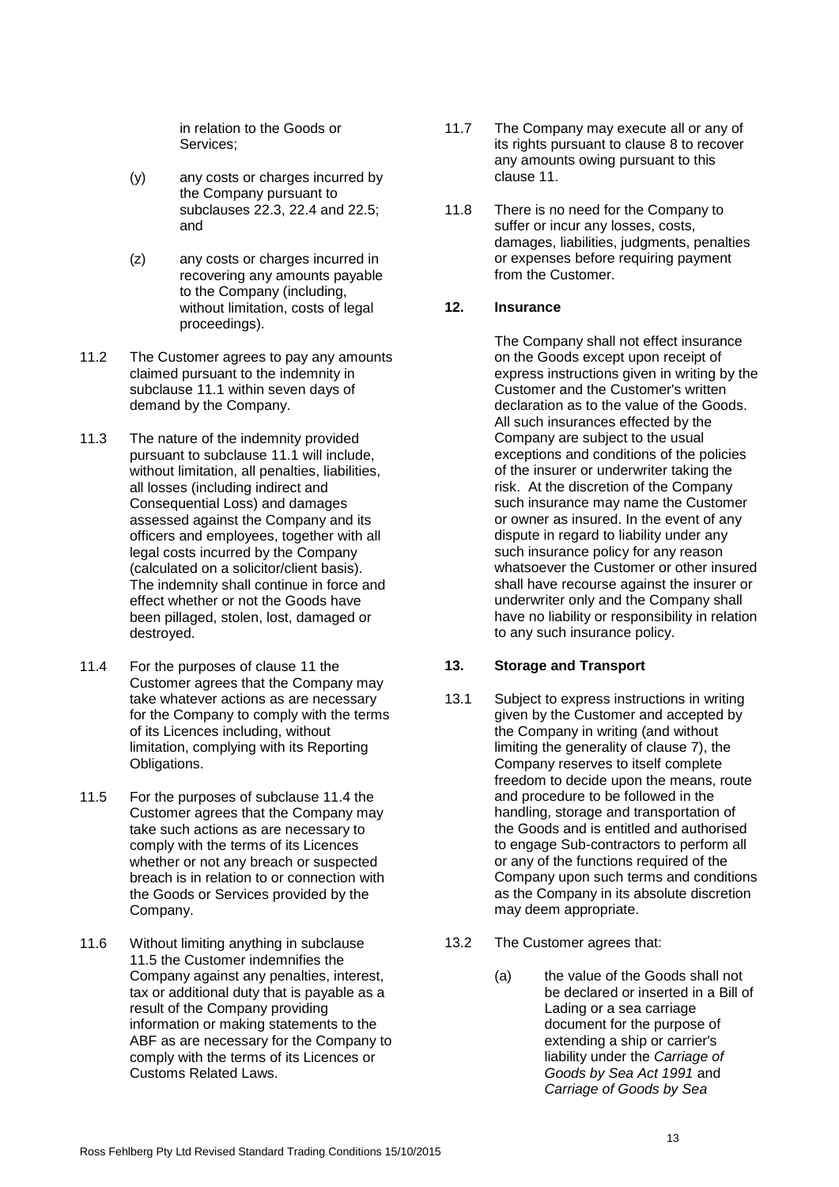in relation to the Goods or Services;

(y) any costs or charges incurred by the Company pursuant to subclauses 22.3, 22.4 and 22.5; and

(z) any costs or charges incurred in recovering any amounts payable to the Company (including, without limitation, costs of legal proceedings).

11.2 The Customer agrees to pay any amounts claimed pursuant to the indemnity in subclause 11.1 within seven days of demand by the Company.

11.3 The nature of the indemnity provided pursuant to subclause 11.1 will include, without limitation, all penalties, liabilities, all losses (including indirect and Consequential Loss) and damages assessed against the Company and its officers and employees, together with all legal costs incurred by the Company (calculated on a solicitor/client basis). The indemnity shall continue in force and effect whether or not the Goods have been pillaged, stolen, lost, damaged or destroyed.

11.4 For the purposes of clause 11 the Customer agrees that the Company may take whatever actions as are necessary for the Company to comply with the terms of its Licences including, without limitation, complying with its Reporting Obligations.

11.5 For the purposes of subclause 11.4 the Customer agrees that the Company may take such actions as are necessary to comply with the terms of its Licences whether or not any breach or suspected breach is in relation to or connection with the Goods or Services provided by the Company.

11.6 Without limiting anything in subclause 11.5 the Customer indemnifies the Company against any penalties, interest, tax or additional duty that is payable as a result of the Company providing information or making statements to the ABF as are necessary for the Company to comply with the terms of its Licences or Customs Related Laws.

11.7 The Company may execute all or any of its rights pursuant to clause 8 to recover any amounts owing pursuant to this clause 11.

11.8 There is no need for the Company to suffer or incur any losses, costs, damages, liabilities, judgments, penalties or expenses before requiring payment from the Customer.

**12. Insurance**

The Company shall not effect insurance on the Goods except upon receipt of express instructions given in writing by the Customer and the Customer's written declaration as to the value of the Goods. All such insurances effected by the Company are subject to the usual exceptions and conditions of the policies of the insurer or underwriter taking the risk. At the discretion of the Company such insurance may name the Customer or owner as insured. In the event of any dispute in regard to liability under any such insurance policy for any reason whatsoever the Customer or other insured shall have recourse against the insurer or underwriter only and the Company shall have no liability or responsibility in relation to any such insurance policy.

**13. Storage and Transport**

13.1 Subject to express instructions in writing given by the Customer and accepted by the Company in writing (and without limiting the generality of clause 7), the Company reserves to itself complete freedom to decide upon the means, route and procedure to be followed in the handling, storage and transportation of the Goods and is entitled and authorised to engage Sub-contractors to perform all or any of the functions required of the Company upon such terms and conditions as the Company in its absolute discretion may deem appropriate.

13.2 The Customer agrees that:

(a) the value of the Goods shall not be declared or inserted in a Bill of Lading or a sea carriage document for the purpose of extending a ship or carrier's liability under the *Carriage of Goods by Sea Act 1991* and *Carriage of Goods by Sea*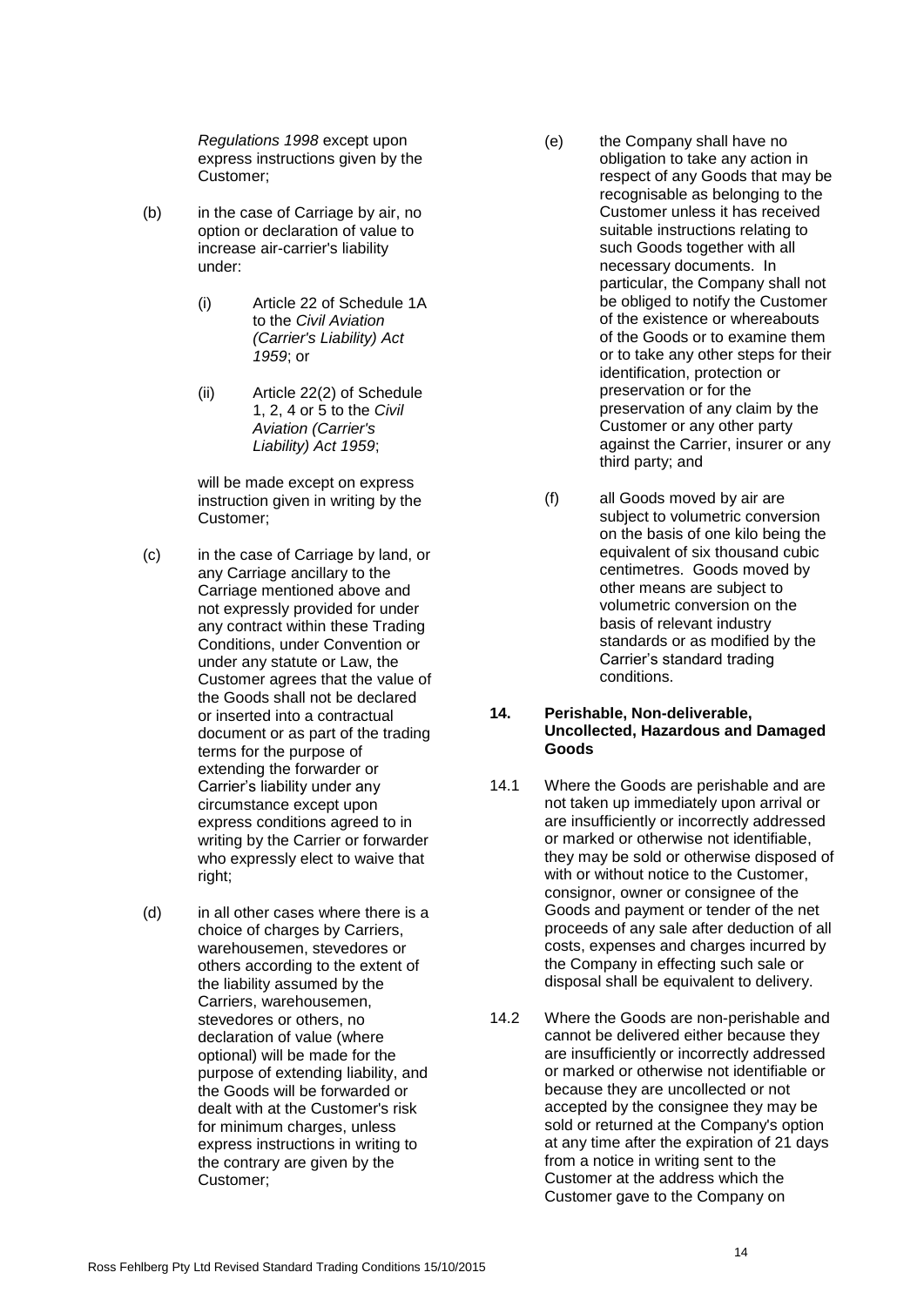*Regulations 1998* except upon express instructions given by the Customer;

(b) in the case of Carriage by air, no option or declaration of value to increase air-carrier's liability under:

(i) Article 22 of Schedule 1A to the *Civil Aviation (Carrier's Liability) Act 1959*; or

(ii) Article 22(2) of Schedule 1, 2, 4 or 5 to the *Civil Aviation (Carrier's Liability) Act 1959*;

will be made except on express instruction given in writing by the Customer;

(c) in the case of Carriage by land, or any Carriage ancillary to the Carriage mentioned above and not expressly provided for under any contract within these Trading Conditions, under Convention or under any statute or Law, the Customer agrees that the value of the Goods shall not be declared or inserted into a contractual document or as part of the trading terms for the purpose of extending the forwarder or Carrier's liability under any circumstance except upon express conditions agreed to in writing by the Carrier or forwarder who expressly elect to waive that right;

(d) in all other cases where there is a choice of charges by Carriers, warehousemen, stevedores or others according to the extent of the liability assumed by the Carriers, warehousemen, stevedores or others, no declaration of value (where optional) will be made for the purpose of extending liability, and the Goods will be forwarded or dealt with at the Customer's risk for minimum charges, unless express instructions in writing to the contrary are given by the Customer;

(e) the Company shall have no obligation to take any action in respect of any Goods that may be recognisable as belonging to the Customer unless it has received suitable instructions relating to such Goods together with all necessary documents. In particular, the Company shall not be obliged to notify the Customer of the existence or whereabouts of the Goods or to examine them or to take any other steps for their identification, protection or preservation or for the preservation of any claim by the Customer or any other party against the Carrier, insurer or any third party; and

(f) all Goods moved by air are subject to volumetric conversion on the basis of one kilo being the equivalent of six thousand cubic centimetres. Goods moved by other means are subject to volumetric conversion on the basis of relevant industry standards or as modified by the Carrier's standard trading conditions.

## 14. Perishable, Non-deliverable, Uncollected, Hazardous and Damaged Goods

14.1 Where the Goods are perishable and are not taken up immediately upon arrival or are insufficiently or incorrectly addressed or marked or otherwise not identifiable, they may be sold or otherwise disposed of with or without notice to the Customer, consignor, owner or consignee of the Goods and payment or tender of the net proceeds of any sale after deduction of all costs, expenses and charges incurred by the Company in effecting such sale or disposal shall be equivalent to delivery.

14.2 Where the Goods are non-perishable and cannot be delivered either because they are insufficiently or incorrectly addressed or marked or otherwise not identifiable or because they are uncollected or not accepted by the consignee they may be sold or returned at the Company's option at any time after the expiration of 21 days from a notice in writing sent to the Customer at the address which the Customer gave to the Company on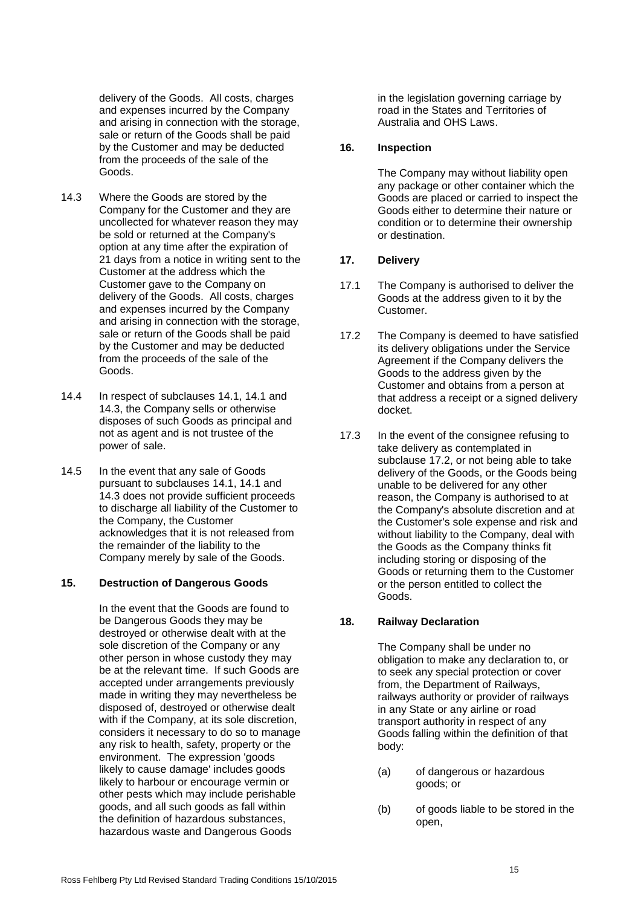delivery of the Goods. All costs, charges and expenses incurred by the Company and arising in connection with the storage, sale or return of the Goods shall be paid by the Customer and may be deducted from the proceeds of the sale of the Goods.

14.3 Where the Goods are stored by the Company for the Customer and they are uncollected for whatever reason they may be sold or returned at the Company's option at any time after the expiration of 21 days from a notice in writing sent to the Customer at the address which the Customer gave to the Company on delivery of the Goods. All costs, charges and expenses incurred by the Company and arising in connection with the storage, sale or return of the Goods shall be paid by the Customer and may be deducted from the proceeds of the sale of the Goods.

14.4 In respect of subclauses 14.1, 14.1 and 14.3, the Company sells or otherwise disposes of such Goods as principal and not as agent and is not trustee of the power of sale.

14.5 In the event that any sale of Goods pursuant to subclauses 14.1, 14.1 and 14.3 does not provide sufficient proceeds to discharge all liability of the Customer to the Company, the Customer acknowledges that it is not released from the remainder of the liability to the Company merely by sale of the Goods.

## 15. Destruction of Dangerous Goods

In the event that the Goods are found to be Dangerous Goods they may be destroyed or otherwise dealt with at the sole discretion of the Company or any other person in whose custody they may be at the relevant time. If such Goods are accepted under arrangements previously made in writing they may nevertheless be disposed of, destroyed or otherwise dealt with if the Company, at its sole discretion, considers it necessary to do so to manage any risk to health, safety, property or the environment. The expression 'goods likely to cause damage' includes goods likely to harbour or encourage vermin or other pests which may include perishable goods, and all such goods as fall within the definition of hazardous substances, hazardous waste and Dangerous Goods in the legislation governing carriage by road in the States and Territories of Australia and OHS Laws.

## 16. Inspection

The Company may without liability open any package or other container which the Goods are placed or carried to inspect the Goods either to determine their nature or condition or to determine their ownership or destination.

## 17. Delivery

17.1 The Company is authorised to deliver the Goods at the address given to it by the Customer.

17.2 The Company is deemed to have satisfied its delivery obligations under the Service Agreement if the Company delivers the Goods to the address given by the Customer and obtains from a person at that address a receipt or a signed delivery docket.

17.3 In the event of the consignee refusing to take delivery as contemplated in subclause 17.2, or not being able to take delivery of the Goods, or the Goods being unable to be delivered for any other reason, the Company is authorised to at the Company's absolute discretion and at the Customer's sole expense and risk and without liability to the Company, deal with the Goods as the Company thinks fit including storing or disposing of the Goods or returning them to the Customer or the person entitled to collect the Goods.

## 18. Railway Declaration

The Company shall be under no obligation to make any declaration to, or to seek any special protection or cover from, the Department of Railways, railways authority or provider of railways in any State or any airline or road transport authority in respect of any Goods falling within the definition of that body:

(a) of dangerous or hazardous goods; or

(b) of goods liable to be stored in the open,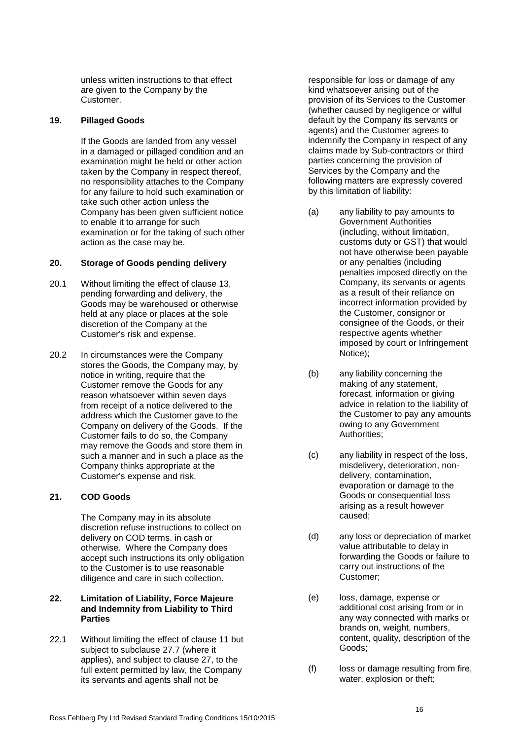unless written instructions to that effect are given to the Company by the Customer.

**19. Pillaged Goods**

If the Goods are landed from any vessel in a damaged or pillaged condition and an examination might be held or other action taken by the Company in respect thereof, no responsibility attaches to the Company for any failure to hold such examination or take such other action unless the Company has been given sufficient notice to enable it to arrange for such examination or for the taking of such other action as the case may be.

**20. Storage of Goods pending delivery**

20.1 Without limiting the effect of clause 13, pending forwarding and delivery, the Goods may be warehoused or otherwise held at any place or places at the sole discretion of the Company at the Customer's risk and expense.

20.2 In circumstances were the Company stores the Goods, the Company may, by notice in writing, require that the Customer remove the Goods for any reason whatsoever within seven days from receipt of a notice delivered to the address which the Customer gave to the Company on delivery of the Goods. If the Customer fails to do so, the Company may remove the Goods and store them in such a manner and in such a place as the Company thinks appropriate at the Customer's expense and risk.

**21. COD Goods**

The Company may in its absolute discretion refuse instructions to collect on delivery on COD terms. in cash or otherwise. Where the Company does accept such instructions its only obligation to the Customer is to use reasonable diligence and care in such collection.

**22. Limitation of Liability, Force Majeure and Indemnity from Liability to Third Parties**

22.1 Without limiting the effect of clause 11 but subject to subclause 27.7 (where it applies), and subject to clause 27, to the full extent permitted by law, the Company its servants and agents shall not be responsible for loss or damage of any kind whatsoever arising out of the provision of its Services to the Customer (whether caused by negligence or wilful default by the Company its servants or agents) and the Customer agrees to indemnify the Company in respect of any claims made by Sub-contractors or third parties concerning the provision of Services by the Company and the following matters are expressly covered by this limitation of liability:

(a) any liability to pay amounts to Government Authorities (including, without limitation, customs duty or GST) that would not have otherwise been payable or any penalties (including penalties imposed directly on the Company, its servants or agents as a result of their reliance on incorrect information provided by the Customer, consignor or consignee of the Goods, or their respective agents whether imposed by court or Infringement Notice);

(b) any liability concerning the making of any statement, forecast, information or giving advice in relation to the liability of the Customer to pay any amounts owing to any Government Authorities;

(c) any liability in respect of the loss, misdelivery, deterioration, non-delivery, contamination, evaporation or damage to the Goods or consequential loss arising as a result however caused;

(d) any loss or depreciation of market value attributable to delay in forwarding the Goods or failure to carry out instructions of the Customer;

(e) loss, damage, expense or additional cost arising from or in any way connected with marks or brands on, weight, numbers, content, quality, description of the Goods;

(f) loss or damage resulting from fire, water, explosion or theft;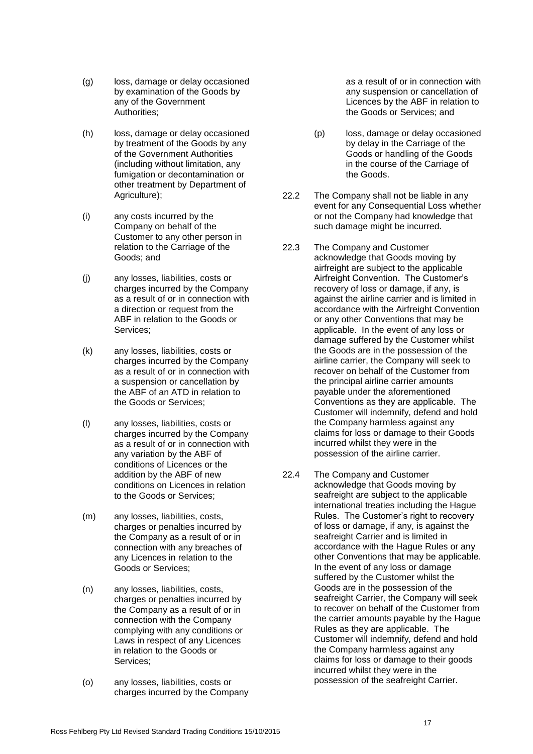(g) loss, damage or delay occasioned by examination of the Goods by any of the Government Authorities;

(h) loss, damage or delay occasioned by treatment of the Goods by any of the Government Authorities (including without limitation, any fumigation or decontamination or other treatment by Department of Agriculture);

(i) any costs incurred by the Company on behalf of the Customer to any other person in relation to the Carriage of the Goods; and

(j) any losses, liabilities, costs or charges incurred by the Company as a result of or in connection with a direction or request from the ABF in relation to the Goods or Services;

(k) any losses, liabilities, costs or charges incurred by the Company as a result of or in connection with a suspension or cancellation by the ABF of an ATD in relation to the Goods or Services;

(l) any losses, liabilities, costs or charges incurred by the Company as a result of or in connection with any variation by the ABF of conditions of Licences or the addition by the ABF of new conditions on Licences in relation to the Goods or Services;

(m) any losses, liabilities, costs, charges or penalties incurred by the Company as a result of or in connection with any breaches of any Licences in relation to the Goods or Services;

(n) any losses, liabilities, costs, charges or penalties incurred by the Company as a result of or in connection with the Company complying with any conditions or Laws in respect of any Licences in relation to the Goods or Services;

(o) any losses, liabilities, costs or charges incurred by the Company as a result of or in connection with any suspension or cancellation of Licences by the ABF in relation to the Goods or Services; and

(p) loss, damage or delay occasioned by delay in the Carriage of the Goods or handling of the Goods in the course of the Carriage of the Goods.

22.2 The Company shall not be liable in any event for any Consequential Loss whether or not the Company had knowledge that such damage might be incurred.

22.3 The Company and Customer acknowledge that Goods moving by airfreight are subject to the applicable Airfreight Convention. The Customer's recovery of loss or damage, if any, is against the airline carrier and is limited in accordance with the Airfreight Convention or any other Conventions that may be applicable. In the event of any loss or damage suffered by the Customer whilst the Goods are in the possession of the airline carrier, the Company will seek to recover on behalf of the Customer from the principal airline carrier amounts payable under the aforementioned Conventions as they are applicable. The Customer will indemnify, defend and hold the Company harmless against any claims for loss or damage to their Goods incurred whilst they were in the possession of the airline carrier.

22.4 The Company and Customer acknowledge that Goods moving by seafreight are subject to the applicable international treaties including the Hague Rules. The Customer's right to recovery of loss or damage, if any, is against the seafreight Carrier and is limited in accordance with the Hague Rules or any other Conventions that may be applicable. In the event of any loss or damage suffered by the Customer whilst the Goods are in the possession of the seafreight Carrier, the Company will seek to recover on behalf of the Customer from the carrier amounts payable by the Hague Rules as they are applicable. The Customer will indemnify, defend and hold the Company harmless against any claims for loss or damage to their goods incurred whilst they were in the possession of the seafreight Carrier.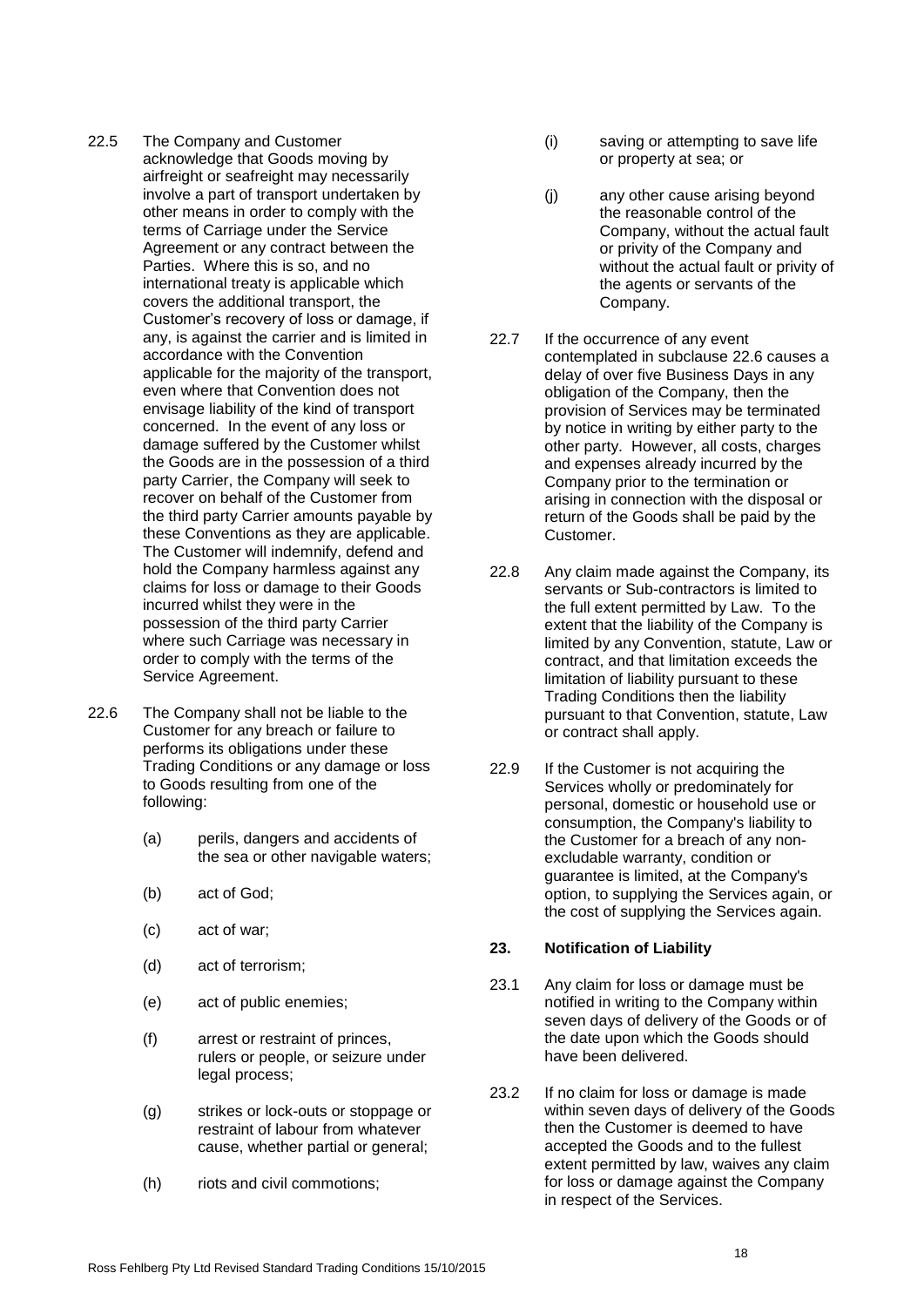22.5 The Company and Customer acknowledge that Goods moving by airfreight or seafreight may necessarily involve a part of transport undertaken by other means in order to comply with the terms of Carriage under the Service Agreement or any contract between the Parties. Where this is so, and no international treaty is applicable which covers the additional transport, the Customer's recovery of loss or damage, if any, is against the carrier and is limited in accordance with the Convention applicable for the majority of the transport, even where that Convention does not envisage liability of the kind of transport concerned. In the event of any loss or damage suffered by the Customer whilst the Goods are in the possession of a third party Carrier, the Company will seek to recover on behalf of the Customer from the third party Carrier amounts payable by these Conventions as they are applicable. The Customer will indemnify, defend and hold the Company harmless against any claims for loss or damage to their Goods incurred whilst they were in the possession of the third party Carrier where such Carriage was necessary in order to comply with the terms of the Service Agreement.

22.6 The Company shall not be liable to the Customer for any breach or failure to performs its obligations under these Trading Conditions or any damage or loss to Goods resulting from one of the following:

(a) perils, dangers and accidents of the sea or other navigable waters;

(b) act of God;

(c) act of war;

(d) act of terrorism;

(e) act of public enemies;

(f) arrest or restraint of princes, rulers or people, or seizure under legal process;

(g) strikes or lock-outs or stoppage or restraint of labour from whatever cause, whether partial or general;

(h) riots and civil commotions;

(i) saving or attempting to save life or property at sea; or

(j) any other cause arising beyond the reasonable control of the Company, without the actual fault or privity of the Company and without the actual fault or privity of the agents or servants of the Company.

22.7 If the occurrence of any event contemplated in subclause 22.6 causes a delay of over five Business Days in any obligation of the Company, then the provision of Services may be terminated by notice in writing by either party to the other party. However, all costs, charges and expenses already incurred by the Company prior to the termination or arising in connection with the disposal or return of the Goods shall be paid by the Customer.

22.8 Any claim made against the Company, its servants or Sub-contractors is limited to the full extent permitted by Law. To the extent that the liability of the Company is limited by any Convention, statute, Law or contract, and that limitation exceeds the limitation of liability pursuant to these Trading Conditions then the liability pursuant to that Convention, statute, Law or contract shall apply.

22.9 If the Customer is not acquiring the Services wholly or predominately for personal, domestic or household use or consumption, the Company's liability to the Customer for a breach of any non-excludable warranty, condition or guarantee is limited, at the Company's option, to supplying the Services again, or the cost of supplying the Services again.

## 23. Notification of Liability

23.1 Any claim for loss or damage must be notified in writing to the Company within seven days of delivery of the Goods or of the date upon which the Goods should have been delivered.

23.2 If no claim for loss or damage is made within seven days of delivery of the Goods then the Customer is deemed to have accepted the Goods and to the fullest extent permitted by law, waives any claim for loss or damage against the Company in respect of the Services.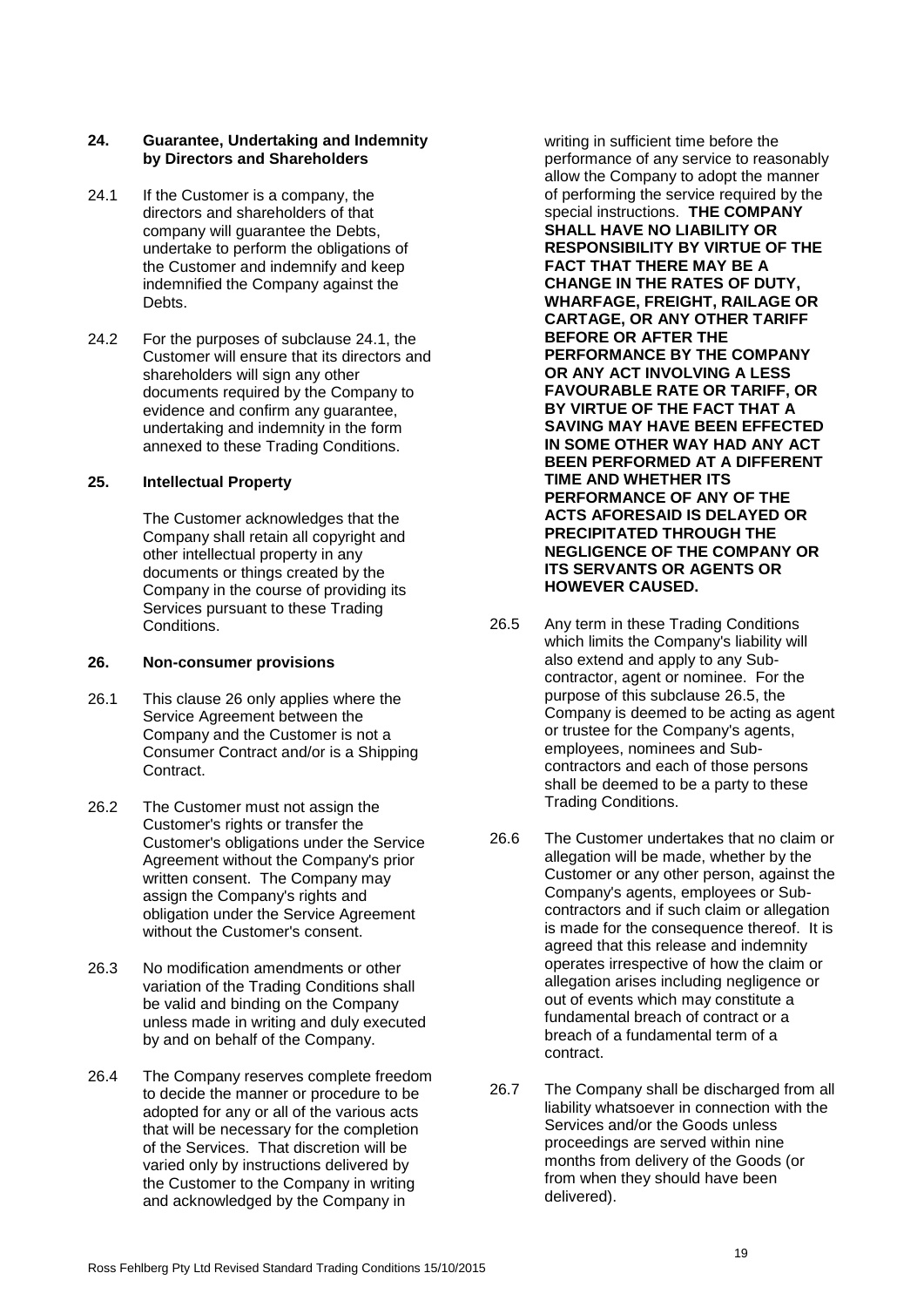## 24. Guarantee, Undertaking and Indemnity by Directors and Shareholders

24.1 If the Customer is a company, the directors and shareholders of that company will guarantee the Debts, undertake to perform the obligations of the Customer and indemnify and keep indemnified the Company against the Debts.

24.2 For the purposes of subclause 24.1, the Customer will ensure that its directors and shareholders will sign any other documents required by the Company to evidence and confirm any guarantee, undertaking and indemnity in the form annexed to these Trading Conditions.

## 25. Intellectual Property

The Customer acknowledges that the Company shall retain all copyright and other intellectual property in any documents or things created by the Company in the course of providing its Services pursuant to these Trading Conditions.

## 26. Non-consumer provisions

26.1 This clause 26 only applies where the Service Agreement between the Company and the Customer is not a Consumer Contract and/or is a Shipping Contract.

26.2 The Customer must not assign the Customer's rights or transfer the Customer's obligations under the Service Agreement without the Company's prior written consent. The Company may assign the Company's rights and obligation under the Service Agreement without the Customer's consent.

26.3 No modification amendments or other variation of the Trading Conditions shall be valid and binding on the Company unless made in writing and duly executed by and on behalf of the Company.

26.4 The Company reserves complete freedom to decide the manner or procedure to be adopted for any or all of the various acts that will be necessary for the completion of the Services. That discretion will be varied only by instructions delivered by the Customer to the Company in writing and acknowledged by the Company in writing in sufficient time before the performance of any service to reasonably allow the Company to adopt the manner of performing the service required by the special instructions. **THE COMPANY SHALL HAVE NO LIABILITY OR RESPONSIBILITY BY VIRTUE OF THE FACT THAT THERE MAY BE A CHANGE IN THE RATES OF DUTY, WHARFAGE, FREIGHT, RAILAGE OR CARTAGE, OR ANY OTHER TARIFF BEFORE OR AFTER THE PERFORMANCE BY THE COMPANY OR ANY ACT INVOLVING A LESS FAVOURABLE RATE OR TARIFF, OR BY VIRTUE OF THE FACT THAT A SAVING MAY HAVE BEEN EFFECTED IN SOME OTHER WAY HAD ANY ACT BEEN PERFORMED AT A DIFFERENT TIME AND WHETHER ITS PERFORMANCE OF ANY OF THE ACTS AFORESAID IS DELAYED OR PRECIPITATED THROUGH THE NEGLIGENCE OF THE COMPANY OR ITS SERVANTS OR AGENTS OR HOWEVER CAUSED.**

26.5 Any term in these Trading Conditions which limits the Company's liability will also extend and apply to any Sub-contractor, agent or nominee. For the purpose of this subclause 26.5, the Company is deemed to be acting as agent or trustee for the Company's agents, employees, nominees and Sub-contractors and each of those persons shall be deemed to be a party to these Trading Conditions.

26.6 The Customer undertakes that no claim or allegation will be made, whether by the Customer or any other person, against the Company's agents, employees or Sub-contractors and if such claim or allegation is made for the consequence thereof. It is agreed that this release and indemnity operates irrespective of how the claim or allegation arises including negligence or out of events which may constitute a fundamental breach of contract or a breach of a fundamental term of a contract.

26.7 The Company shall be discharged from all liability whatsoever in connection with the Services and/or the Goods unless proceedings are served within nine months from delivery of the Goods (or from when they should have been delivered).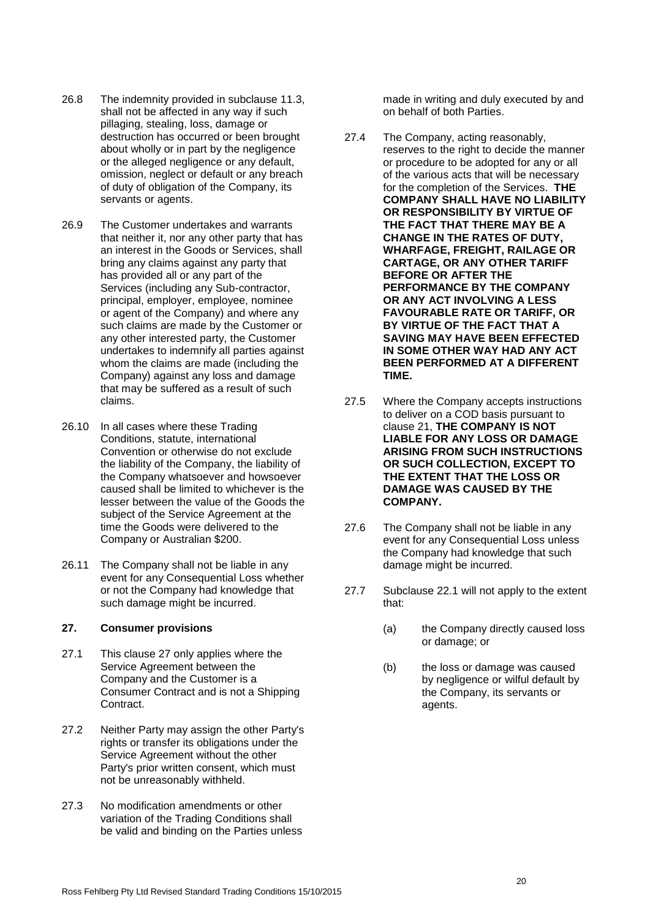26.8 The indemnity provided in subclause 11.3, shall not be affected in any way if such pillaging, stealing, loss, damage or destruction has occurred or been brought about wholly or in part by the negligence or the alleged negligence or any default, omission, neglect or default or any breach of duty of obligation of the Company, its servants or agents.

26.9 The Customer undertakes and warrants that neither it, nor any other party that has an interest in the Goods or Services, shall bring any claims against any party that has provided all or any part of the Services (including any Sub-contractor, principal, employer, employee, nominee or agent of the Company) and where any such claims are made by the Customer or any other interested party, the Customer undertakes to indemnify all parties against whom the claims are made (including the Company) against any loss and damage that may be suffered as a result of such claims.

26.10 In all cases where these Trading Conditions, statute, international Convention or otherwise do not exclude the liability of the Company, the liability of the Company whatsoever and howsoever caused shall be limited to whichever is the lesser between the value of the Goods the subject of the Service Agreement at the time the Goods were delivered to the Company or Australian $200.

26.11 The Company shall not be liable in any event for any Consequential Loss whether or not the Company had knowledge that such damage might be incurred.

## 27. Consumer provisions

27.1 This clause 27 only applies where the Service Agreement between the Company and the Customer is a Consumer Contract and is not a Shipping Contract.

27.2 Neither Party may assign the other Party's rights or transfer its obligations under the Service Agreement without the other Party's prior written consent, which must not be unreasonably withheld.

27.3 No modification amendments or other variation of the Trading Conditions shall be valid and binding on the Parties unless made in writing and duly executed by and on behalf of both Parties.

27.4 The Company, acting reasonably, reserves to the right to decide the manner or procedure to be adopted for any or all of the various acts that will be necessary for the completion of the Services. **THE COMPANY SHALL HAVE NO LIABILITY OR RESPONSIBILITY BY VIRTUE OF THE FACT THAT THERE MAY BE A CHANGE IN THE RATES OF DUTY, WHARFAGE, FREIGHT, RAILAGE OR CARTAGE, OR ANY OTHER TARIFF BEFORE OR AFTER THE PERFORMANCE BY THE COMPANY OR ANY ACT INVOLVING A LESS FAVOURABLE RATE OR TARIFF, OR BY VIRTUE OF THE FACT THAT A SAVING MAY HAVE BEEN EFFECTED IN SOME OTHER WAY HAD ANY ACT BEEN PERFORMED AT A DIFFERENT TIME.**

27.5 Where the Company accepts instructions to deliver on a COD basis pursuant to clause 21, **THE COMPANY IS NOT LIABLE FOR ANY LOSS OR DAMAGE ARISING FROM SUCH INSTRUCTIONS OR SUCH COLLECTION, EXCEPT TO THE EXTENT THAT THE LOSS OR DAMAGE WAS CAUSED BY THE COMPANY.**

27.6 The Company shall not be liable in any event for any Consequential Loss unless the Company had knowledge that such damage might be incurred.

27.7 Subclause 22.1 will not apply to the extent that:

(a) the Company directly caused loss or damage; or

(b) the loss or damage was caused by negligence or wilful default by the Company, its servants or agents.